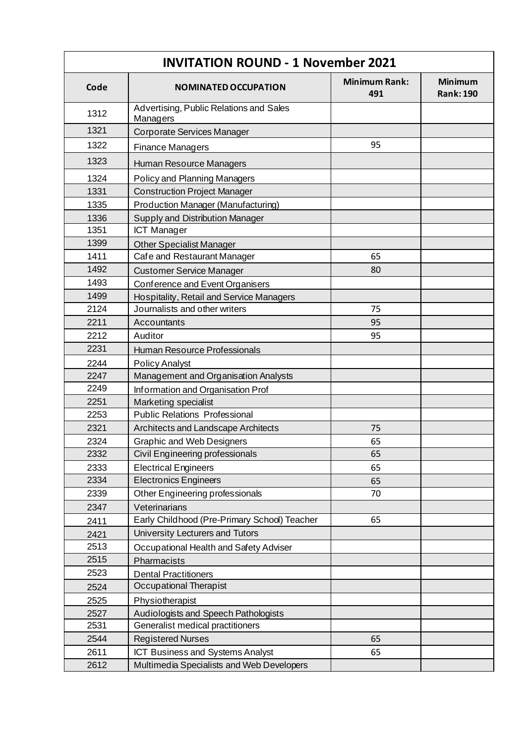| INVITATION ROUND - 1 November 2021 | | | |
|---|---|---|---|
| **Code** | **NOMINATED OCCUPATION** | **Minimum Rank: 491** | **Minimum Rank: 190** |
| 1312 | Advertising, Public Relations and Sales Managers | | |
| 1321 | Corporate Services Manager | | |
| 1322 | Finance Managers | 95 | |
| 1323 | Human Resource Managers | | |
| 1324 | Policy and Planning Managers | | |
| 1331 | Construction Project Manager | | |
| 1335 | Production Manager (Manufacturing) | | |
| 1336 | Supply and Distribution Manager | | |
| 1351 | ICT Manager | | |
| 1399 | Other Specialist Manager | | |
| 1411 | Cafe and Restaurant Manager | 65 | |
| 1492 | Customer Service Manager | 80 | |
| 1493 | Conference and Event Organisers | | |
| 1499 | Hospitality, Retail and Service Managers | | |
| 2124 | Journalists and other writers | 75 | |
| 2211 | Accountants | 95 | |
| 2212 | Auditor | 95 | |
| 2231 | Human Resource Professionals | | |
| 2244 | Policy Analyst | | |
| 2247 | Management and Organisation Analysts | | |
| 2249 | Information and Organisation Prof | | |
| 2251 | Marketing specialist | | |
| 2253 | Public Relations Professional | | |
| 2321 | Architects and Landscape Architects | 75 | |
| 2324 | Graphic and Web Designers | 65 | |
| 2332 | Civil Engineering professionals | 65 | |
| 2333 | Electrical Engineers | 65 | |
| 2334 | Electronics Engineers | 65 | |
| 2339 | Other Engineering professionals | 70 | |
| 2347 | Veterinarians | | |
| 2411 | Early Childhood (Pre-Primary School) Teacher | 65 | |
| 2421 | University Lecturers and Tutors | | |
| 2513 | Occupational Health and Safety Adviser | | |
| 2515 | Pharmacists | | |
| 2523 | Dental Practitioners | | |
| 2524 | Occupational Therapist | | |
| 2525 | Physiotherapist | | |
| 2527 | Audiologists and Speech Pathologists | | |
| 2531 | Generalist medical practitioners | | |
| 2544 | Registered Nurses | 65 | |
| 2611 | ICT Business and Systems Analyst | 65 | |
| 2612 | Multimedia Specialists and Web Developers | | |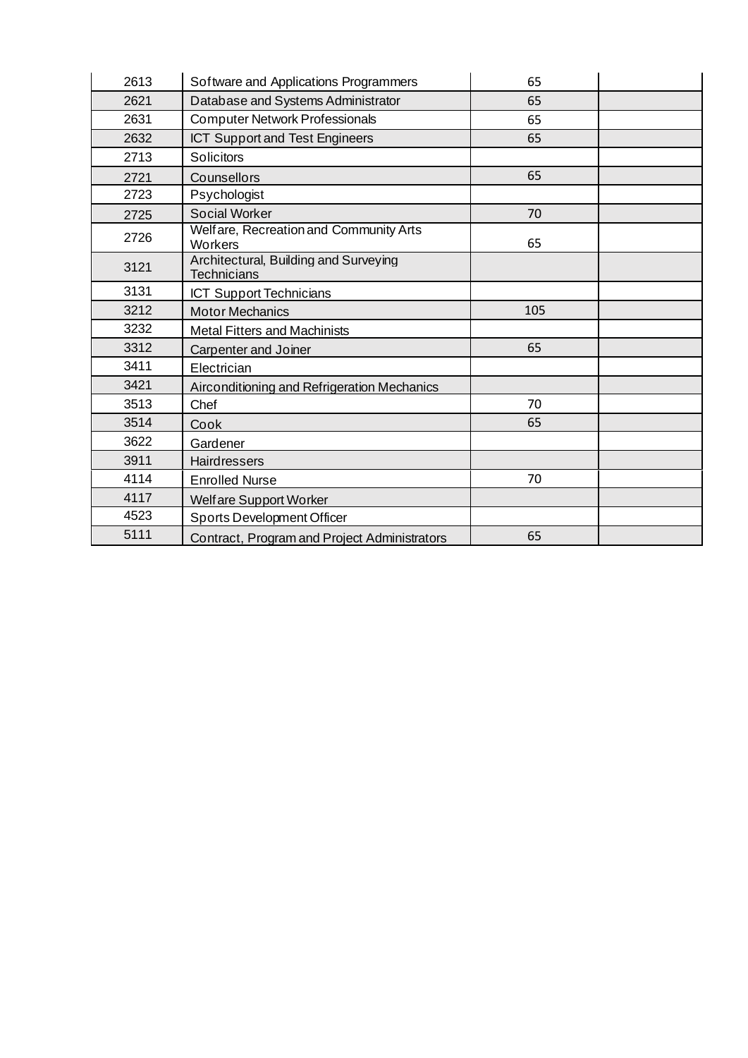| | | | |
|---|---|---|---|
| 2613 | Software and Applications Programmers | 65 | |
| 2621 | Database and Systems Administrator | 65 | |
| 2631 | Computer Network Professionals | 65 | |
| 2632 | ICT Support and Test Engineers | 65 | |
| 2713 | Solicitors | | |
| 2721 | Counsellors | 65 | |
| 2723 | Psychologist | | |
| 2725 | Social Worker | 70 | |
| 2726 | Welfare, Recreation and Community Arts Workers | 65 | |
| 3121 | Architectural, Building and Surveying Technicians | | |
| 3131 | ICT Support Technicians | | |
| 3212 | Motor Mechanics | 105 | |
| 3232 | Metal Fitters and Machinists | | |
| 3312 | Carpenter and Joiner | 65 | |
| 3411 | Electrician | | |
| 3421 | Airconditioning and Refrigeration Mechanics | | |
| 3513 | Chef | 70 | |
| 3514 | Cook | 65 | |
| 3622 | Gardener | | |
| 3911 | Hairdressers | | |
| 4114 | Enrolled Nurse | 70 | |
| 4117 | Welfare Support Worker | | |
| 4523 | Sports Development Officer | | |
| 5111 | Contract, Program and Project Administrators | 65 | |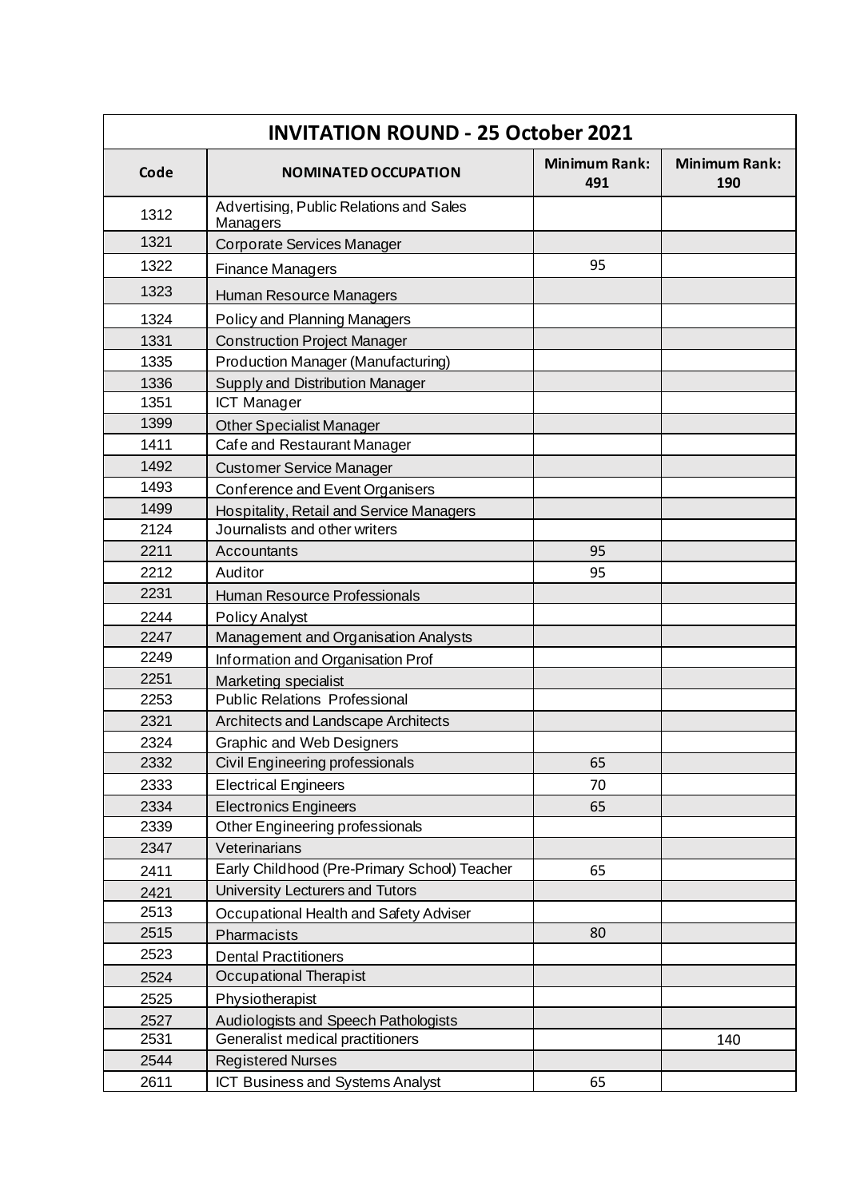| INVITATION ROUND - 25 October 2021 | | | |
|---|---|---|---|
| **Code** | **NOMINATED OCCUPATION** | **Minimum Rank: 491** | **Minimum Rank: 190** |
| 1312 | Advertising, Public Relations and Sales Managers | | |
| 1321 | Corporate Services Manager | | |
| 1322 | Finance Managers | 95 | |
| 1323 | Human Resource Managers | | |
| 1324 | Policy and Planning Managers | | |
| 1331 | Construction Project Manager | | |
| 1335 | Production Manager (Manufacturing) | | |
| 1336 | Supply and Distribution Manager | | |
| 1351 | ICT Manager | | |
| 1399 | Other Specialist Manager | | |
| 1411 | Cafe and Restaurant Manager | | |
| 1492 | Customer Service Manager | | |
| 1493 | Conference and Event Organisers | | |
| 1499 | Hospitality, Retail and Service Managers | | |
| 2124 | Journalists and other writers | | |
| 2211 | Accountants | 95 | |
| 2212 | Auditor | 95 | |
| 2231 | Human Resource Professionals | | |
| 2244 | Policy Analyst | | |
| 2247 | Management and Organisation Analysts | | |
| 2249 | Information and Organisation Prof | | |
| 2251 | Marketing specialist | | |
| 2253 | Public Relations Professional | | |
| 2321 | Architects and Landscape Architects | | |
| 2324 | Graphic and Web Designers | | |
| 2332 | Civil Engineering professionals | 65 | |
| 2333 | Electrical Engineers | 70 | |
| 2334 | Electronics Engineers | 65 | |
| 2339 | Other Engineering professionals | | |
| 2347 | Veterinarians | | |
| 2411 | Early Childhood (Pre-Primary School) Teacher | 65 | |
| 2421 | University Lecturers and Tutors | | |
| 2513 | Occupational Health and Safety Adviser | | |
| 2515 | Pharmacists | 80 | |
| 2523 | Dental Practitioners | | |
| 2524 | Occupational Therapist | | |
| 2525 | Physiotherapist | | |
| 2527 | Audiologists and Speech Pathologists | | |
| 2531 | Generalist medical practitioners | | 140 |
| 2544 | Registered Nurses | | |
| 2611 | ICT Business and Systems Analyst | 65 | |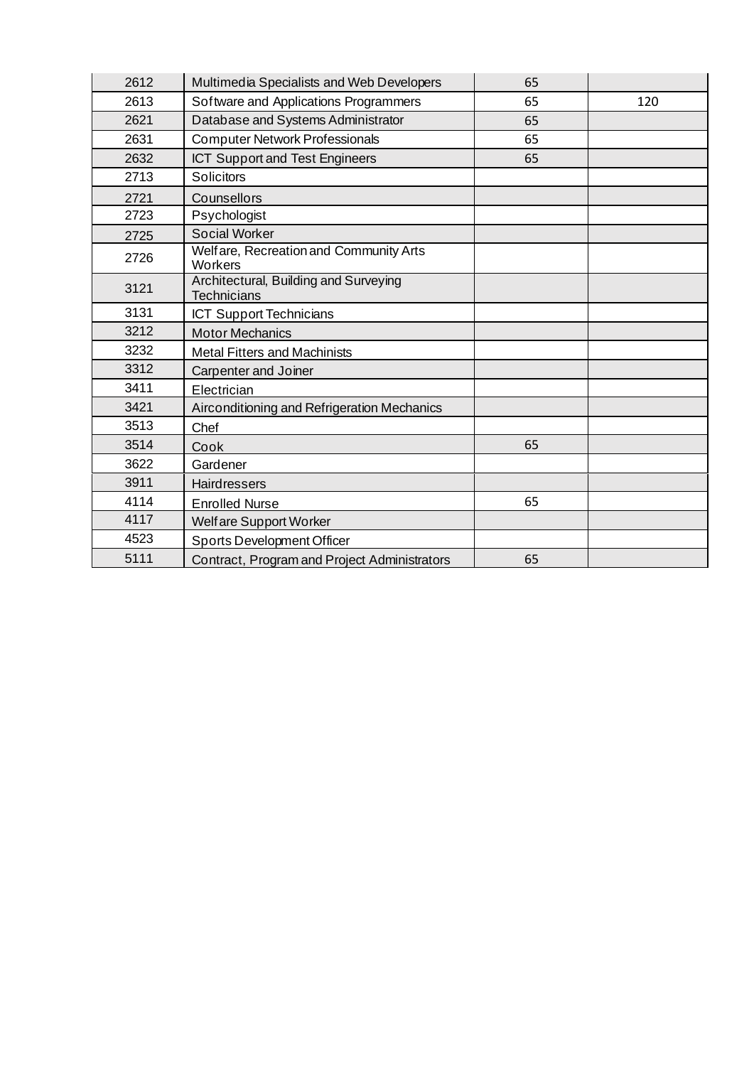| | | | |
|---|---|---|---|
| 2612 | Multimedia Specialists and Web Developers | 65 | |
| 2613 | Software and Applications Programmers | 65 | 120 |
| 2621 | Database and Systems Administrator | 65 | |
| 2631 | Computer Network Professionals | 65 | |
| 2632 | ICT Support and Test Engineers | 65 | |
| 2713 | Solicitors | | |
| 2721 | Counsellors | | |
| 2723 | Psychologist | | |
| 2725 | Social Worker | | |
| 2726 | Welfare, Recreation and Community Arts Workers | | |
| 3121 | Architectural, Building and Surveying Technicians | | |
| 3131 | ICT Support Technicians | | |
| 3212 | Motor Mechanics | | |
| 3232 | Metal Fitters and Machinists | | |
| 3312 | Carpenter and Joiner | | |
| 3411 | Electrician | | |
| 3421 | Airconditioning and Refrigeration Mechanics | | |
| 3513 | Chef | | |
| 3514 | Cook | 65 | |
| 3622 | Gardener | | |
| 3911 | Hairdressers | | |
| 4114 | Enrolled Nurse | 65 | |
| 4117 | Welfare Support Worker | | |
| 4523 | Sports Development Officer | | |
| 5111 | Contract, Program and Project Administrators | 65 | |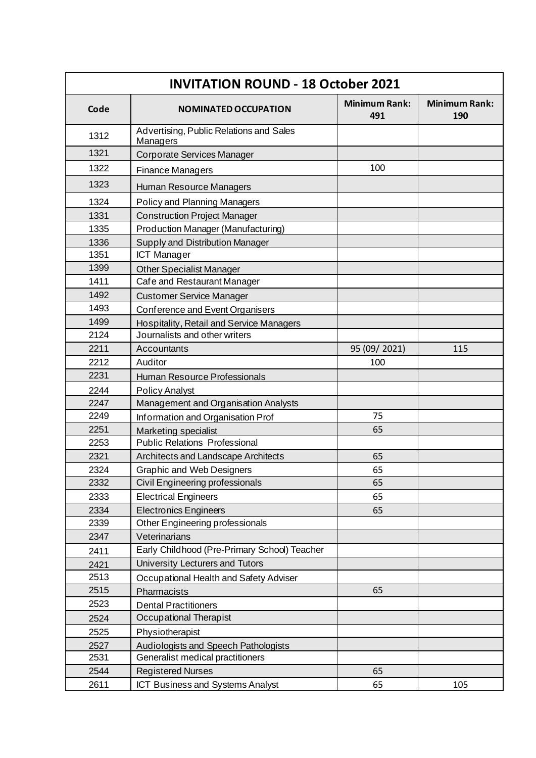| INVITATION ROUND - 18 October 2021 | | | |
|---|---|---|---|
| **Code** | **NOMINATED OCCUPATION** | **Minimum Rank: 491** | **Minimum Rank: 190** |
| 1312 | Advertising, Public Relations and Sales Managers | | |
| 1321 | Corporate Services Manager | | |
| 1322 | Finance Managers | 100 | |
| 1323 | Human Resource Managers | | |
| 1324 | Policy and Planning Managers | | |
| 1331 | Construction Project Manager | | |
| 1335 | Production Manager (Manufacturing) | | |
| 1336 | Supply and Distribution Manager | | |
| 1351 | ICT Manager | | |
| 1399 | Other Specialist Manager | | |
| 1411 | Cafe and Restaurant Manager | | |
| 1492 | Customer Service Manager | | |
| 1493 | Conference and Event Organisers | | |
| 1499 | Hospitality, Retail and Service Managers | | |
| 2124 | Journalists and other writers | | |
| 2211 | Accountants | 95 (09/ 2021) | 115 |
| 2212 | Auditor | 100 | |
| 2231 | Human Resource Professionals | | |
| 2244 | Policy Analyst | | |
| 2247 | Management and Organisation Analysts | | |
| 2249 | Information and Organisation Prof | 75 | |
| 2251 | Marketing specialist | 65 | |
| 2253 | Public Relations Professional | | |
| 2321 | Architects and Landscape Architects | 65 | |
| 2324 | Graphic and Web Designers | 65 | |
| 2332 | Civil Engineering professionals | 65 | |
| 2333 | Electrical Engineers | 65 | |
| 2334 | Electronics Engineers | 65 | |
| 2339 | Other Engineering professionals | | |
| 2347 | Veterinarians | | |
| 2411 | Early Childhood (Pre-Primary School) Teacher | | |
| 2421 | University Lecturers and Tutors | | |
| 2513 | Occupational Health and Safety Adviser | | |
| 2515 | Pharmacists | 65 | |
| 2523 | Dental Practitioners | | |
| 2524 | Occupational Therapist | | |
| 2525 | Physiotherapist | | |
| 2527 | Audiologists and Speech Pathologists | | |
| 2531 | Generalist medical practitioners | | |
| 2544 | Registered Nurses | 65 | |
| 2611 | ICT Business and Systems Analyst | 65 | 105 |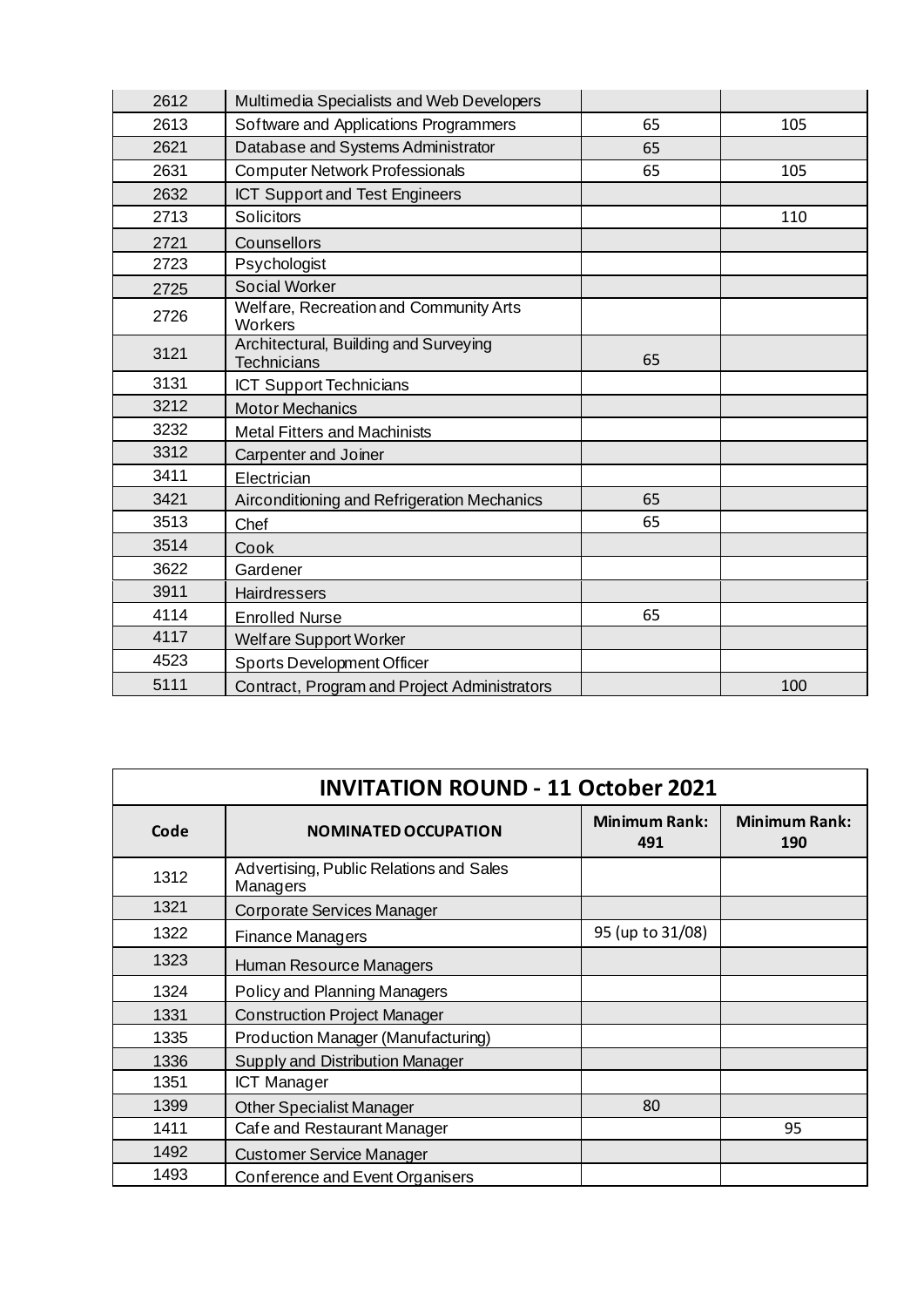| | | | |
|---|---|---|---|
| 2612 | Multimedia Specialists and Web Developers | | |
| 2613 | Software and Applications Programmers | 65 | 105 |
| 2621 | Database and Systems Administrator | 65 | |
| 2631 | Computer Network Professionals | 65 | 105 |
| 2632 | ICT Support and Test Engineers | | |
| 2713 | Solicitors | | 110 |
| 2721 | Counsellors | | |
| 2723 | Psychologist | | |
| 2725 | Social Worker | | |
| 2726 | Welfare, Recreation and Community Arts Workers | | |
| 3121 | Architectural, Building and Surveying Technicians | 65 | |
| 3131 | ICT Support Technicians | | |
| 3212 | Motor Mechanics | | |
| 3232 | Metal Fitters and Machinists | | |
| 3312 | Carpenter and Joiner | | |
| 3411 | Electrician | | |
| 3421 | Airconditioning and Refrigeration Mechanics | 65 | |
| 3513 | Chef | 65 | |
| 3514 | Cook | | |
| 3622 | Gardener | | |
| 3911 | Hairdressers | | |
| 4114 | Enrolled Nurse | 65 | |
| 4117 | Welfare Support Worker | | |
| 4523 | Sports Development Officer | | |
| 5111 | Contract, Program and Project Administrators | | 100 |

| INVITATION ROUND - 11 October 2021 | | | |
|---|---|---|---|
| **Code** | **NOMINATED OCCUPATION** | **Minimum Rank: 491** | **Minimum Rank: 190** |
| 1312 | Advertising, Public Relations and Sales Managers | | |
| 1321 | Corporate Services Manager | | |
| 1322 | Finance Managers | 95 (up to 31/08) | |
| 1323 | Human Resource Managers | | |
| 1324 | Policy and Planning Managers | | |
| 1331 | Construction Project Manager | | |
| 1335 | Production Manager (Manufacturing) | | |
| 1336 | Supply and Distribution Manager | | |
| 1351 | ICT Manager | | |
| 1399 | Other Specialist Manager | 80 | |
| 1411 | Cafe and Restaurant Manager | | 95 |
| 1492 | Customer Service Manager | | |
| 1493 | Conference and Event Organisers | | |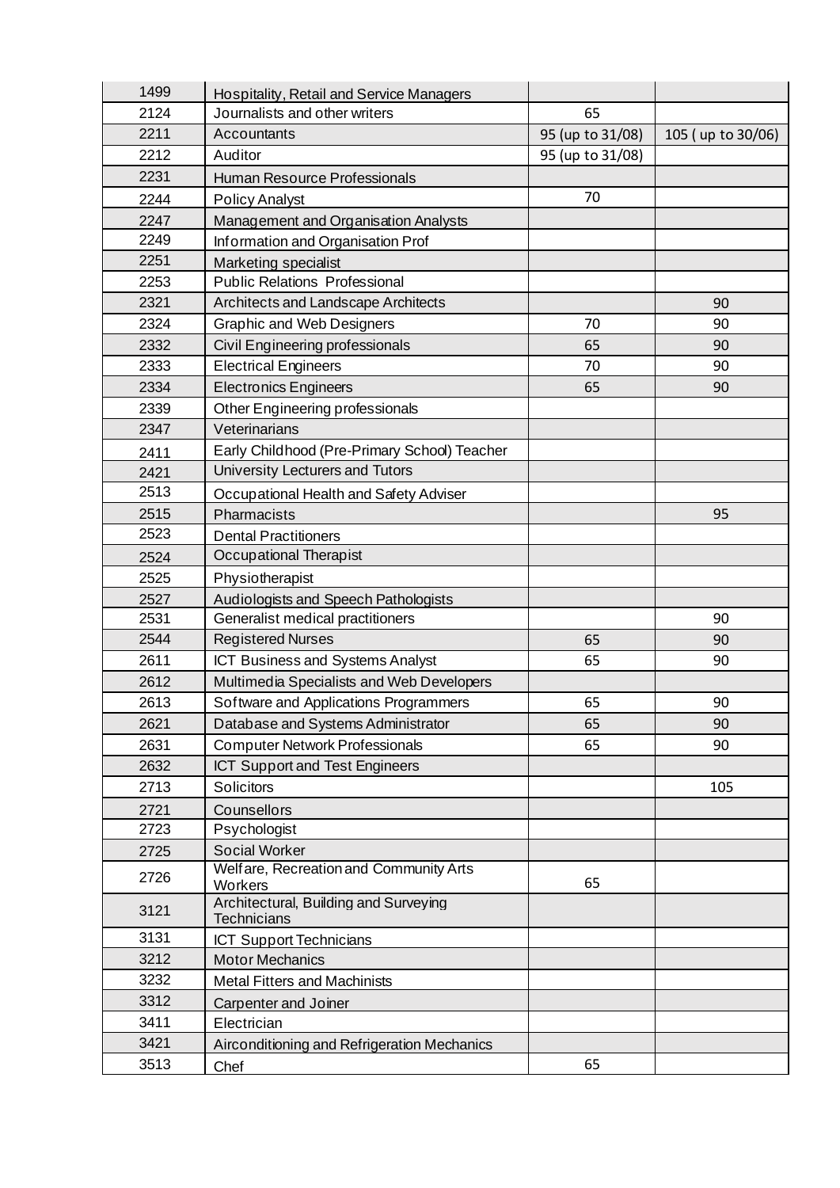| | | | |
|---|---|---|---|
| 1499 | Hospitality, Retail and Service Managers | | |
| 2124 | Journalists and other writers | 65 | |
| 2211 | Accountants | 95 (up to 31/08) | 105 ( up to 30/06) |
| 2212 | Auditor | 95 (up to 31/08) | |
| 2231 | Human Resource Professionals | | |
| 2244 | Policy Analyst | 70 | |
| 2247 | Management and Organisation Analysts | | |
| 2249 | Information and Organisation Prof | | |
| 2251 | Marketing specialist | | |
| 2253 | Public Relations Professional | | |
| 2321 | Architects and Landscape Architects | | 90 |
| 2324 | Graphic and Web Designers | 70 | 90 |
| 2332 | Civil Engineering professionals | 65 | 90 |
| 2333 | Electrical Engineers | 70 | 90 |
| 2334 | Electronics Engineers | 65 | 90 |
| 2339 | Other Engineering professionals | | |
| 2347 | Veterinarians | | |
| 2411 | Early Childhood (Pre-Primary School) Teacher | | |
| 2421 | University Lecturers and Tutors | | |
| 2513 | Occupational Health and Safety Adviser | | |
| 2515 | Pharmacists | | 95 |
| 2523 | Dental Practitioners | | |
| 2524 | Occupational Therapist | | |
| 2525 | Physiotherapist | | |
| 2527 | Audiologists and Speech Pathologists | | |
| 2531 | Generalist medical practitioners | | 90 |
| 2544 | Registered Nurses | 65 | 90 |
| 2611 | ICT Business and Systems Analyst | 65 | 90 |
| 2612 | Multimedia Specialists and Web Developers | | |
| 2613 | Software and Applications Programmers | 65 | 90 |
| 2621 | Database and Systems Administrator | 65 | 90 |
| 2631 | Computer Network Professionals | 65 | 90 |
| 2632 | ICT Support and Test Engineers | | |
| 2713 | Solicitors | | 105 |
| 2721 | Counsellors | | |
| 2723 | Psychologist | | |
| 2725 | Social Worker | | |
| 2726 | Welfare, Recreation and Community Arts Workers | 65 | |
| 3121 | Architectural, Building and Surveying Technicians | | |
| 3131 | ICT Support Technicians | | |
| 3212 | Motor Mechanics | | |
| 3232 | Metal Fitters and Machinists | | |
| 3312 | Carpenter and Joiner | | |
| 3411 | Electrician | | |
| 3421 | Airconditioning and Refrigeration Mechanics | | |
| 3513 | Chef | 65 | |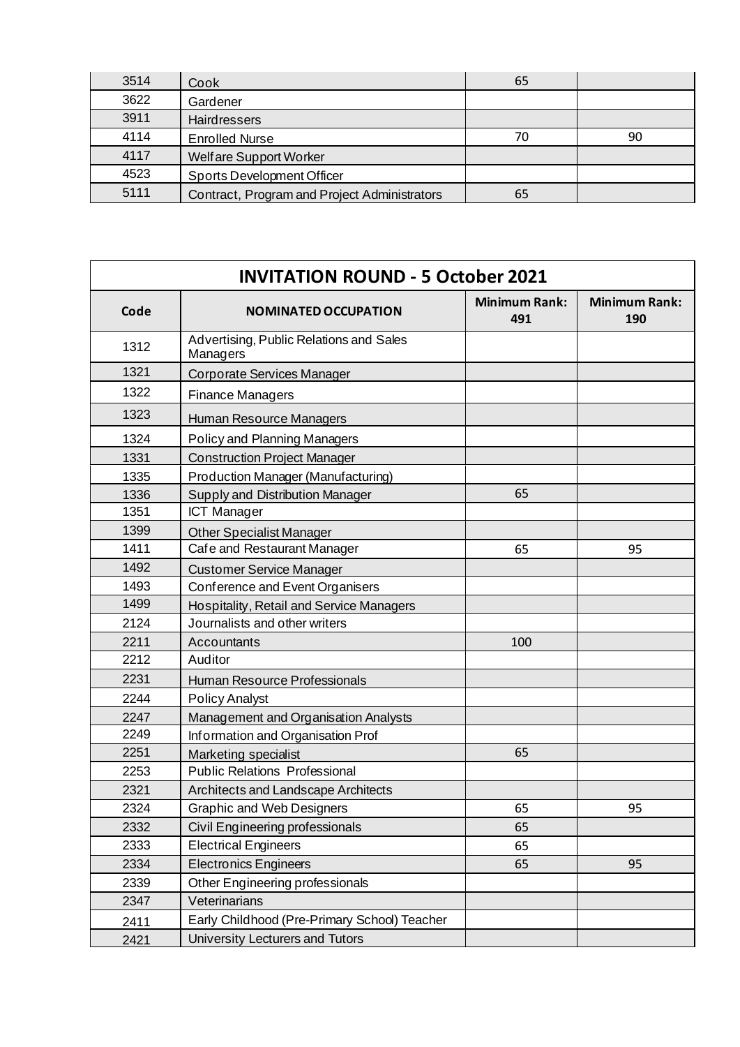| | | | |
|---|---|---|---|
| 3514 | Cook | 65 | |
| 3622 | Gardener | | |
| 3911 | Hairdressers | | |
| 4114 | Enrolled Nurse | 70 | 90 |
| 4117 | Welfare Support Worker | | |
| 4523 | Sports Development Officer | | |
| 5111 | Contract, Program and Project Administrators | 65 | |

| INVITATION ROUND - 5 October 2021 | | | |
|---|---|---|---|
| **Code** | **NOMINATED OCCUPATION** | **Minimum Rank: 491** | **Minimum Rank: 190** |
| 1312 | Advertising, Public Relations and Sales Managers | | |
| 1321 | Corporate Services Manager | | |
| 1322 | Finance Managers | | |
| 1323 | Human Resource Managers | | |
| 1324 | Policy and Planning Managers | | |
| 1331 | Construction Project Manager | | |
| 1335 | Production Manager (Manufacturing) | | |
| 1336 | Supply and Distribution Manager | 65 | |
| 1351 | ICT Manager | | |
| 1399 | Other Specialist Manager | | |
| 1411 | Cafe and Restaurant Manager | 65 | 95 |
| 1492 | Customer Service Manager | | |
| 1493 | Conference and Event Organisers | | |
| 1499 | Hospitality, Retail and Service Managers | | |
| 2124 | Journalists and other writers | | |
| 2211 | Accountants | 100 | |
| 2212 | Auditor | | |
| 2231 | Human Resource Professionals | | |
| 2244 | Policy Analyst | | |
| 2247 | Management and Organisation Analysts | | |
| 2249 | Information and Organisation Prof | | |
| 2251 | Marketing specialist | 65 | |
| 2253 | Public Relations Professional | | |
| 2321 | Architects and Landscape Architects | | |
| 2324 | Graphic and Web Designers | 65 | 95 |
| 2332 | Civil Engineering professionals | 65 | |
| 2333 | Electrical Engineers | 65 | |
| 2334 | Electronics Engineers | 65 | 95 |
| 2339 | Other Engineering professionals | | |
| 2347 | Veterinarians | | |
| 2411 | Early Childhood (Pre-Primary School) Teacher | | |
| 2421 | University Lecturers and Tutors | | |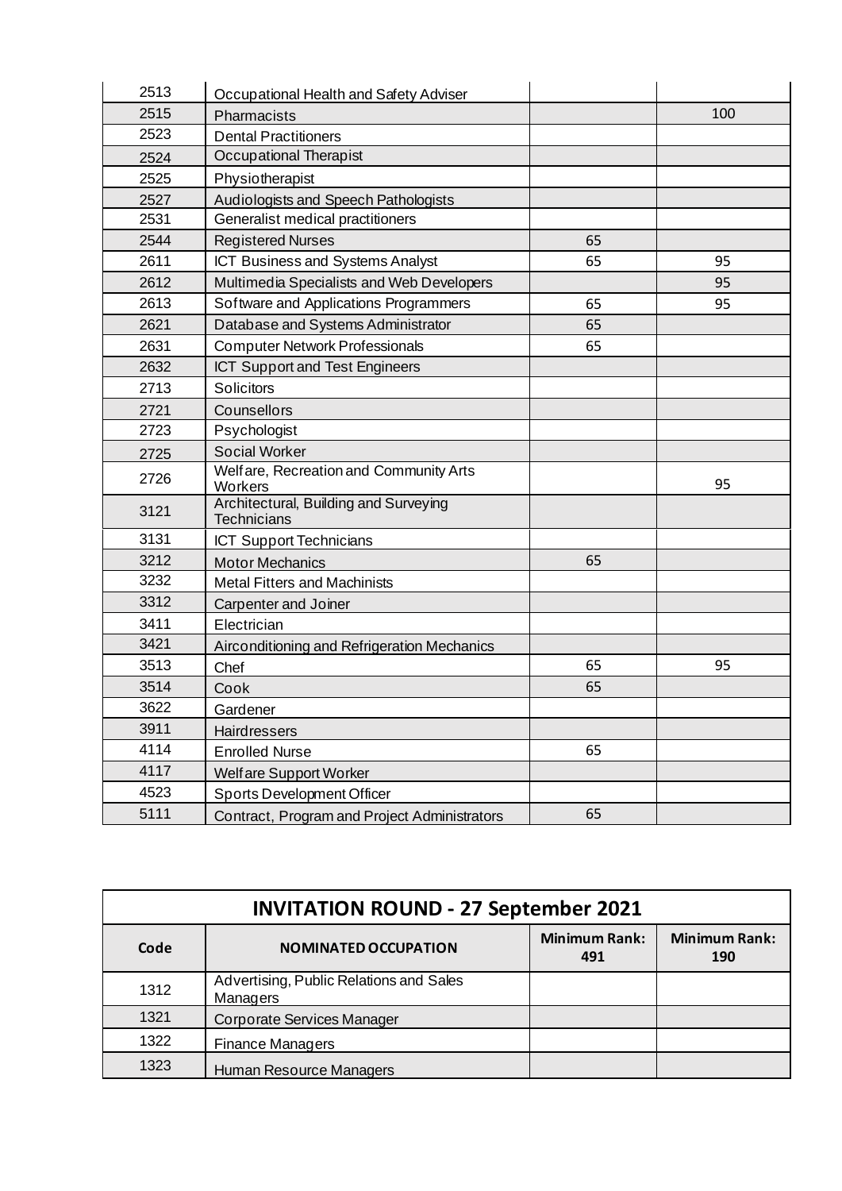| | | | |
|---|---|---|---|
| 2513 | Occupational Health and Safety Adviser | | |
| 2515 | Pharmacists | | 100 |
| 2523 | Dental Practitioners | | |
| 2524 | Occupational Therapist | | |
| 2525 | Physiotherapist | | |
| 2527 | Audiologists and Speech Pathologists | | |
| 2531 | Generalist medical practitioners | | |
| 2544 | Registered Nurses | 65 | |
| 2611 | ICT Business and Systems Analyst | 65 | 95 |
| 2612 | Multimedia Specialists and Web Developers | | 95 |
| 2613 | Software and Applications Programmers | 65 | 95 |
| 2621 | Database and Systems Administrator | 65 | |
| 2631 | Computer Network Professionals | 65 | |
| 2632 | ICT Support and Test Engineers | | |
| 2713 | Solicitors | | |
| 2721 | Counsellors | | |
| 2723 | Psychologist | | |
| 2725 | Social Worker | | |
| 2726 | Welfare, Recreation and Community Arts Workers | | 95 |
| 3121 | Architectural, Building and Surveying Technicians | | |
| 3131 | ICT Support Technicians | | |
| 3212 | Motor Mechanics | 65 | |
| 3232 | Metal Fitters and Machinists | | |
| 3312 | Carpenter and Joiner | | |
| 3411 | Electrician | | |
| 3421 | Airconditioning and Refrigeration Mechanics | | |
| 3513 | Chef | 65 | 95 |
| 3514 | Cook | 65 | |
| 3622 | Gardener | | |
| 3911 | Hairdressers | | |
| 4114 | Enrolled Nurse | 65 | |
| 4117 | Welfare Support Worker | | |
| 4523 | Sports Development Officer | | |
| 5111 | Contract, Program and Project Administrators | 65 | |

| INVITATION ROUND - 27 September 2021 | | | |
|---|---|---|---|
| **Code** | **NOMINATED OCCUPATION** | **Minimum Rank: 491** | **Minimum Rank: 190** |
| 1312 | Advertising, Public Relations and Sales Managers | | |
| 1321 | Corporate Services Manager | | |
| 1322 | Finance Managers | | |
| 1323 | Human Resource Managers | | |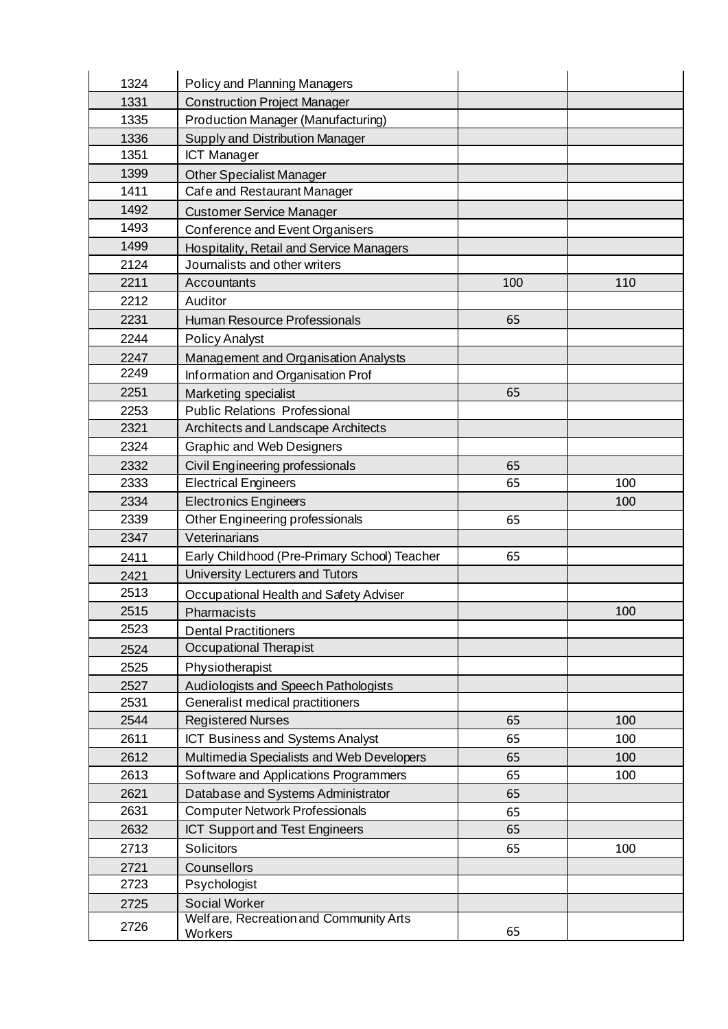| | | | |
|---|---|---|---|
| 1324 | Policy and Planning Managers | | |
| 1331 | Construction Project Manager | | |
| 1335 | Production Manager (Manufacturing) | | |
| 1336 | Supply and Distribution Manager | | |
| 1351 | ICT Manager | | |
| 1399 | Other Specialist Manager | | |
| 1411 | Cafe and Restaurant Manager | | |
| 1492 | Customer Service Manager | | |
| 1493 | Conference and Event Organisers | | |
| 1499 | Hospitality, Retail and Service Managers | | |
| 2124 | Journalists and other writers | | |
| 2211 | Accountants | 100 | 110 |
| 2212 | Auditor | | |
| 2231 | Human Resource Professionals | 65 | |
| 2244 | Policy Analyst | | |
| 2247 | Management and Organisation Analysts | | |
| 2249 | Information and Organisation Prof | | |
| 2251 | Marketing specialist | 65 | |
| 2253 | Public Relations Professional | | |
| 2321 | Architects and Landscape Architects | | |
| 2324 | Graphic and Web Designers | | |
| 2332 | Civil Engineering professionals | 65 | |
| 2333 | Electrical Engineers | 65 | 100 |
| 2334 | Electronics Engineers | | 100 |
| 2339 | Other Engineering professionals | 65 | |
| 2347 | Veterinarians | | |
| 2411 | Early Childhood (Pre-Primary School) Teacher | 65 | |
| 2421 | University Lecturers and Tutors | | |
| 2513 | Occupational Health and Safety Adviser | | |
| 2515 | Pharmacists | | 100 |
| 2523 | Dental Practitioners | | |
| 2524 | Occupational Therapist | | |
| 2525 | Physiotherapist | | |
| 2527 | Audiologists and Speech Pathologists | | |
| 2531 | Generalist medical practitioners | | |
| 2544 | Registered Nurses | 65 | 100 |
| 2611 | ICT Business and Systems Analyst | 65 | 100 |
| 2612 | Multimedia Specialists and Web Developers | 65 | 100 |
| 2613 | Software and Applications Programmers | 65 | 100 |
| 2621 | Database and Systems Administrator | 65 | |
| 2631 | Computer Network Professionals | 65 | |
| 2632 | ICT Support and Test Engineers | 65 | |
| 2713 | Solicitors | 65 | 100 |
| 2721 | Counsellors | | |
| 2723 | Psychologist | | |
| 2725 | Social Worker | | |
| 2726 | Welfare, Recreation and Community Arts Workers | 65 | |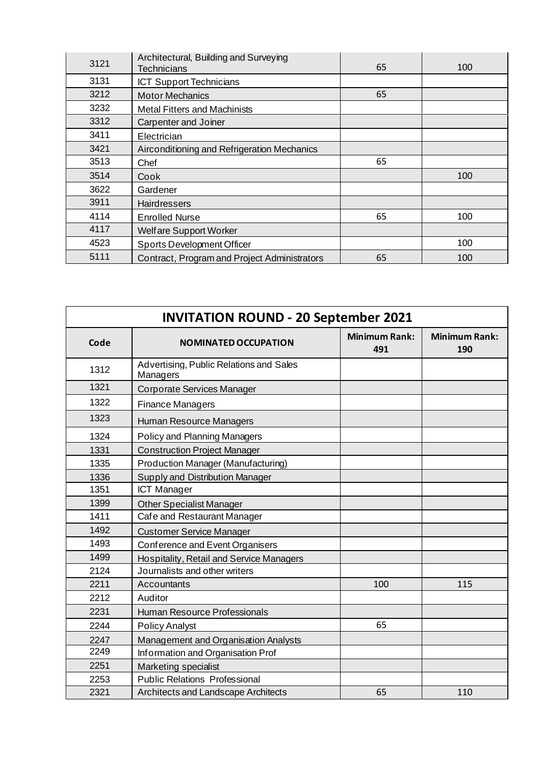| 3121 | Architectural, Building and Surveying Technicians | 65 | 100 |
|---|---|---|---|
| 3131 | ICT Support Technicians | | |
| 3212 | Motor Mechanics | 65 | |
| 3232 | Metal Fitters and Machinists | | |
| 3312 | Carpenter and Joiner | | |
| 3411 | Electrician | | |
| 3421 | Airconditioning and Refrigeration Mechanics | | |
| 3513 | Chef | 65 | |
| 3514 | Cook | | 100 |
| 3622 | Gardener | | |
| 3911 | Hairdressers | | |
| 4114 | Enrolled Nurse | 65 | 100 |
| 4117 | Welfare Support Worker | | |
| 4523 | Sports Development Officer | | 100 |
| 5111 | Contract, Program and Project Administrators | 65 | 100 |

| INVITATION ROUND - 20 September 2021 | | | |
|---|---|---|---|
| **Code** | **NOMINATED OCCUPATION** | **Minimum Rank: 491** | **Minimum Rank: 190** |
| 1312 | Advertising, Public Relations and Sales Managers | | |
| 1321 | Corporate Services Manager | | |
| 1322 | Finance Managers | | |
| 1323 | Human Resource Managers | | |
| 1324 | Policy and Planning Managers | | |
| 1331 | Construction Project Manager | | |
| 1335 | Production Manager (Manufacturing) | | |
| 1336 | Supply and Distribution Manager | | |
| 1351 | ICT Manager | | |
| 1399 | Other Specialist Manager | | |
| 1411 | Cafe and Restaurant Manager | | |
| 1492 | Customer Service Manager | | |
| 1493 | Conference and Event Organisers | | |
| 1499 | Hospitality, Retail and Service Managers | | |
| 2124 | Journalists and other writers | | |
| 2211 | Accountants | 100 | 115 |
| 2212 | Auditor | | |
| 2231 | Human Resource Professionals | | |
| 2244 | Policy Analyst | 65 | |
| 2247 | Management and Organisation Analysts | | |
| 2249 | Information and Organisation Prof | | |
| 2251 | Marketing specialist | | |
| 2253 | Public Relations Professional | | |
| 2321 | Architects and Landscape Architects | 65 | 110 |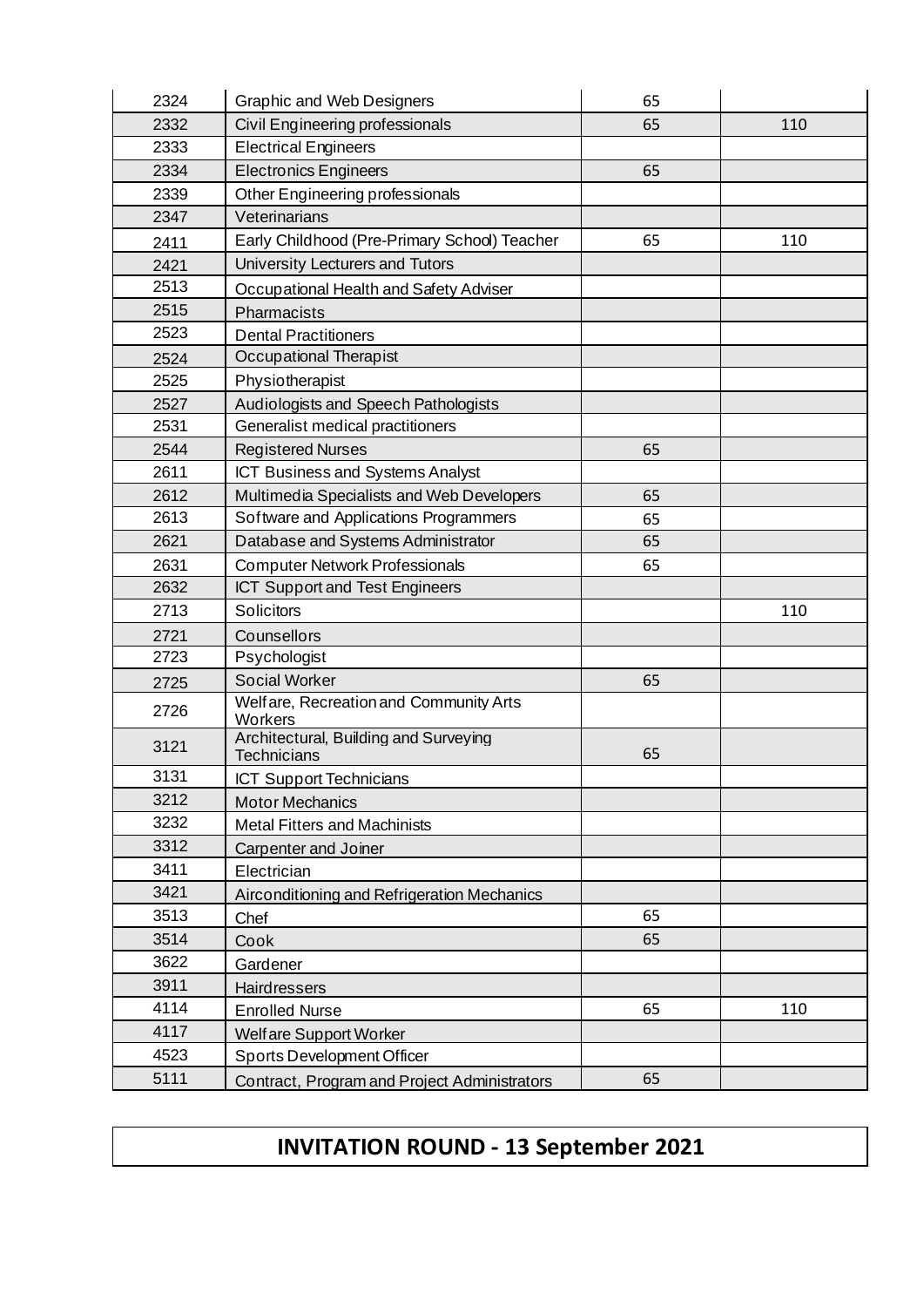| | | | |
|---|---|---|---|
| 2324 | Graphic and Web Designers | 65 | |
| 2332 | Civil Engineering professionals | 65 | 110 |
| 2333 | Electrical Engineers | | |
| 2334 | Electronics Engineers | 65 | |
| 2339 | Other Engineering professionals | | |
| 2347 | Veterinarians | | |
| 2411 | Early Childhood (Pre-Primary School) Teacher | 65 | 110 |
| 2421 | University Lecturers and Tutors | | |
| 2513 | Occupational Health and Safety Adviser | | |
| 2515 | Pharmacists | | |
| 2523 | Dental Practitioners | | |
| 2524 | Occupational Therapist | | |
| 2525 | Physiotherapist | | |
| 2527 | Audiologists and Speech Pathologists | | |
| 2531 | Generalist medical practitioners | | |
| 2544 | Registered Nurses | 65 | |
| 2611 | ICT Business and Systems Analyst | | |
| 2612 | Multimedia Specialists and Web Developers | 65 | |
| 2613 | Software and Applications Programmers | 65 | |
| 2621 | Database and Systems Administrator | 65 | |
| 2631 | Computer Network Professionals | 65 | |
| 2632 | ICT Support and Test Engineers | | |
| 2713 | Solicitors | | 110 |
| 2721 | Counsellors | | |
| 2723 | Psychologist | | |
| 2725 | Social Worker | 65 | |
| 2726 | Welfare, Recreation and Community Arts Workers | | |
| 3121 | Architectural, Building and Surveying Technicians | 65 | |
| 3131 | ICT Support Technicians | | |
| 3212 | Motor Mechanics | | |
| 3232 | Metal Fitters and Machinists | | |
| 3312 | Carpenter and Joiner | | |
| 3411 | Electrician | | |
| 3421 | Airconditioning and Refrigeration Mechanics | | |
| 3513 | Chef | 65 | |
| 3514 | Cook | 65 | |
| 3622 | Gardener | | |
| 3911 | Hairdressers | | |
| 4114 | Enrolled Nurse | 65 | 110 |
| 4117 | Welfare Support Worker | | |
| 4523 | Sports Development Officer | | |
| 5111 | Contract, Program and Project Administrators | 65 | |

## INVITATION ROUND - 13 September 2021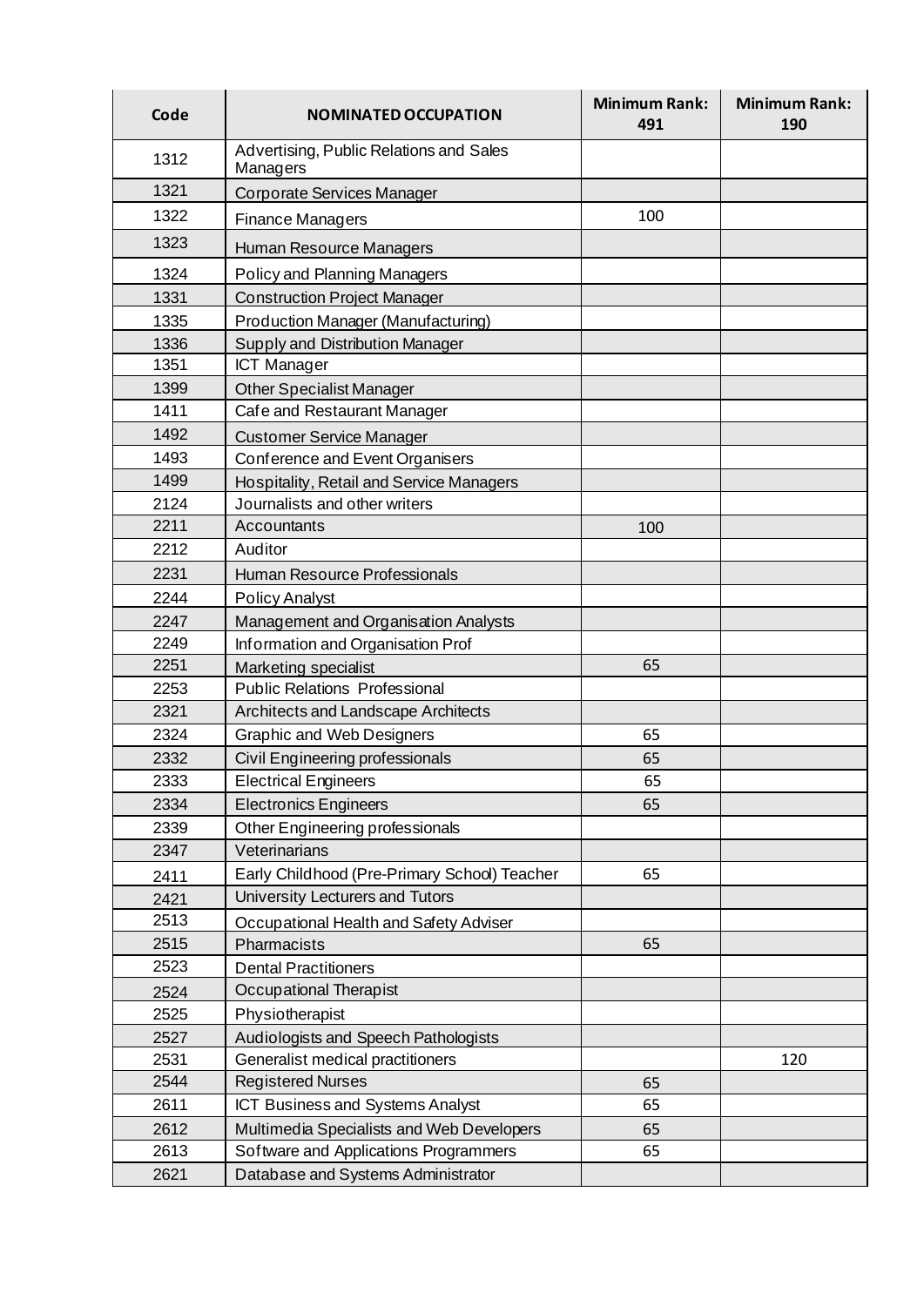| Code | NOMINATED OCCUPATION | Minimum Rank: 491 | Minimum Rank: 190 |
|---|---|---|---|
| 1312 | Advertising, Public Relations and Sales Managers | | |
| 1321 | Corporate Services Manager | | |
| 1322 | Finance Managers | 100 | |
| 1323 | Human Resource Managers | | |
| 1324 | Policy and Planning Managers | | |
| 1331 | Construction Project Manager | | |
| 1335 | Production Manager (Manufacturing) | | |
| 1336 | Supply and Distribution Manager | | |
| 1351 | ICT Manager | | |
| 1399 | Other Specialist Manager | | |
| 1411 | Cafe and Restaurant Manager | | |
| 1492 | Customer Service Manager | | |
| 1493 | Conference and Event Organisers | | |
| 1499 | Hospitality, Retail and Service Managers | | |
| 2124 | Journalists and other writers | | |
| 2211 | Accountants | 100 | |
| 2212 | Auditor | | |
| 2231 | Human Resource Professionals | | |
| 2244 | Policy Analyst | | |
| 2247 | Management and Organisation Analysts | | |
| 2249 | Information and Organisation Prof | | |
| 2251 | Marketing specialist | 65 | |
| 2253 | Public Relations Professional | | |
| 2321 | Architects and Landscape Architects | | |
| 2324 | Graphic and Web Designers | 65 | |
| 2332 | Civil Engineering professionals | 65 | |
| 2333 | Electrical Engineers | 65 | |
| 2334 | Electronics Engineers | 65 | |
| 2339 | Other Engineering professionals | | |
| 2347 | Veterinarians | | |
| 2411 | Early Childhood (Pre-Primary School) Teacher | 65 | |
| 2421 | University Lecturers and Tutors | | |
| 2513 | Occupational Health and Safety Adviser | | |
| 2515 | Pharmacists | 65 | |
| 2523 | Dental Practitioners | | |
| 2524 | Occupational Therapist | | |
| 2525 | Physiotherapist | | |
| 2527 | Audiologists and Speech Pathologists | | |
| 2531 | Generalist medical practitioners | | 120 |
| 2544 | Registered Nurses | 65 | |
| 2611 | ICT Business and Systems Analyst | 65 | |
| 2612 | Multimedia Specialists and Web Developers | 65 | |
| 2613 | Software and Applications Programmers | 65 | |
| 2621 | Database and Systems Administrator | | |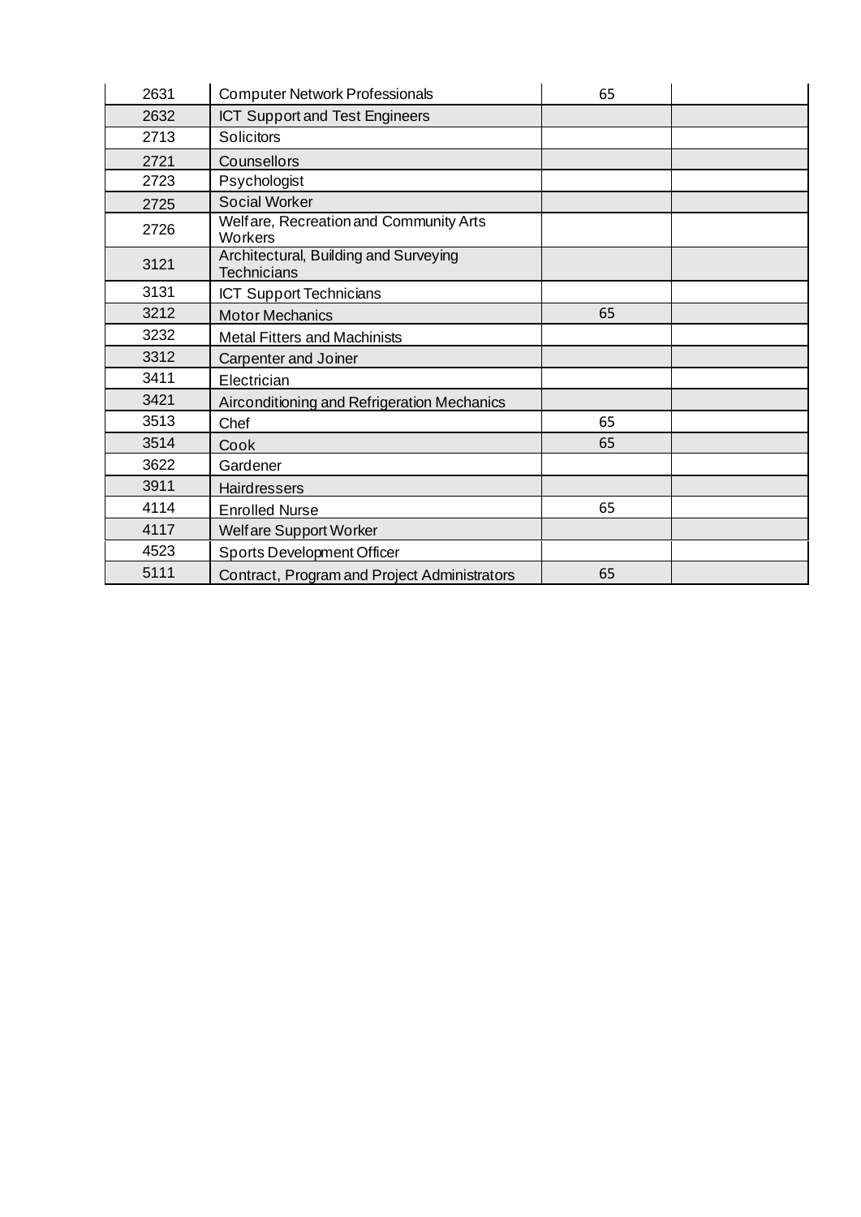| | | | |
|---|---|---|---|
| 2631 | Computer Network Professionals | 65 | |
| 2632 | ICT Support and Test Engineers | | |
| 2713 | Solicitors | | |
| 2721 | Counsellors | | |
| 2723 | Psychologist | | |
| 2725 | Social Worker | | |
| 2726 | Welfare, Recreation and Community Arts Workers | | |
| 3121 | Architectural, Building and Surveying Technicians | | |
| 3131 | ICT Support Technicians | | |
| 3212 | Motor Mechanics | 65 | |
| 3232 | Metal Fitters and Machinists | | |
| 3312 | Carpenter and Joiner | | |
| 3411 | Electrician | | |
| 3421 | Airconditioning and Refrigeration Mechanics | | |
| 3513 | Chef | 65 | |
| 3514 | Cook | 65 | |
| 3622 | Gardener | | |
| 3911 | Hairdressers | | |
| 4114 | Enrolled Nurse | 65 | |
| 4117 | Welfare Support Worker | | |
| 4523 | Sports Development Officer | | |
| 5111 | Contract, Program and Project Administrators | 65 | |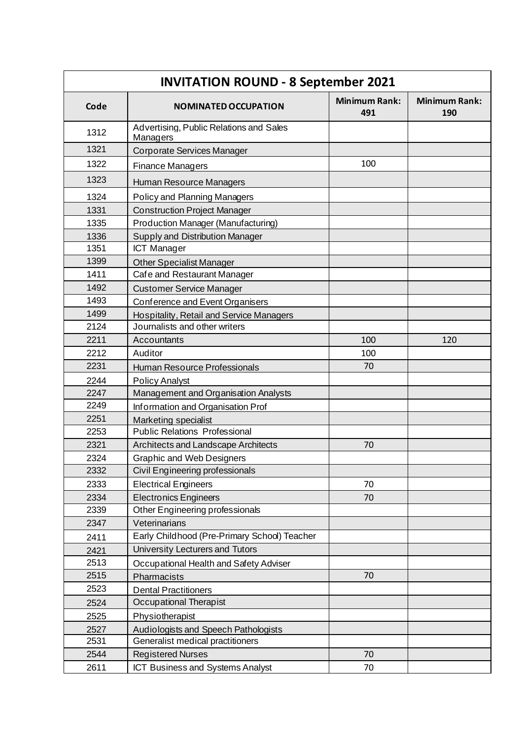| INVITATION ROUND - 8 September 2021 | | | |
|---|---|---|---|
| **Code** | **NOMINATED OCCUPATION** | **Minimum Rank: 491** | **Minimum Rank: 190** |
| 1312 | Advertising, Public Relations and Sales Managers | | |
| 1321 | Corporate Services Manager | | |
| 1322 | Finance Managers | 100 | |
| 1323 | Human Resource Managers | | |
| 1324 | Policy and Planning Managers | | |
| 1331 | Construction Project Manager | | |
| 1335 | Production Manager (Manufacturing) | | |
| 1336 | Supply and Distribution Manager | | |
| 1351 | ICT Manager | | |
| 1399 | Other Specialist Manager | | |
| 1411 | Cafe and Restaurant Manager | | |
| 1492 | Customer Service Manager | | |
| 1493 | Conference and Event Organisers | | |
| 1499 | Hospitality, Retail and Service Managers | | |
| 2124 | Journalists and other writers | | |
| 2211 | Accountants | 100 | 120 |
| 2212 | Auditor | 100 | |
| 2231 | Human Resource Professionals | 70 | |
| 2244 | Policy Analyst | | |
| 2247 | Management and Organisation Analysts | | |
| 2249 | Information and Organisation Prof | | |
| 2251 | Marketing specialist | | |
| 2253 | Public Relations Professional | | |
| 2321 | Architects and Landscape Architects | 70 | |
| 2324 | Graphic and Web Designers | | |
| 2332 | Civil Engineering professionals | | |
| 2333 | Electrical Engineers | 70 | |
| 2334 | Electronics Engineers | 70 | |
| 2339 | Other Engineering professionals | | |
| 2347 | Veterinarians | | |
| 2411 | Early Childhood (Pre-Primary School) Teacher | | |
| 2421 | University Lecturers and Tutors | | |
| 2513 | Occupational Health and Safety Adviser | | |
| 2515 | Pharmacists | 70 | |
| 2523 | Dental Practitioners | | |
| 2524 | Occupational Therapist | | |
| 2525 | Physiotherapist | | |
| 2527 | Audiologists and Speech Pathologists | | |
| 2531 | Generalist medical practitioners | | |
| 2544 | Registered Nurses | 70 | |
| 2611 | ICT Business and Systems Analyst | 70 | |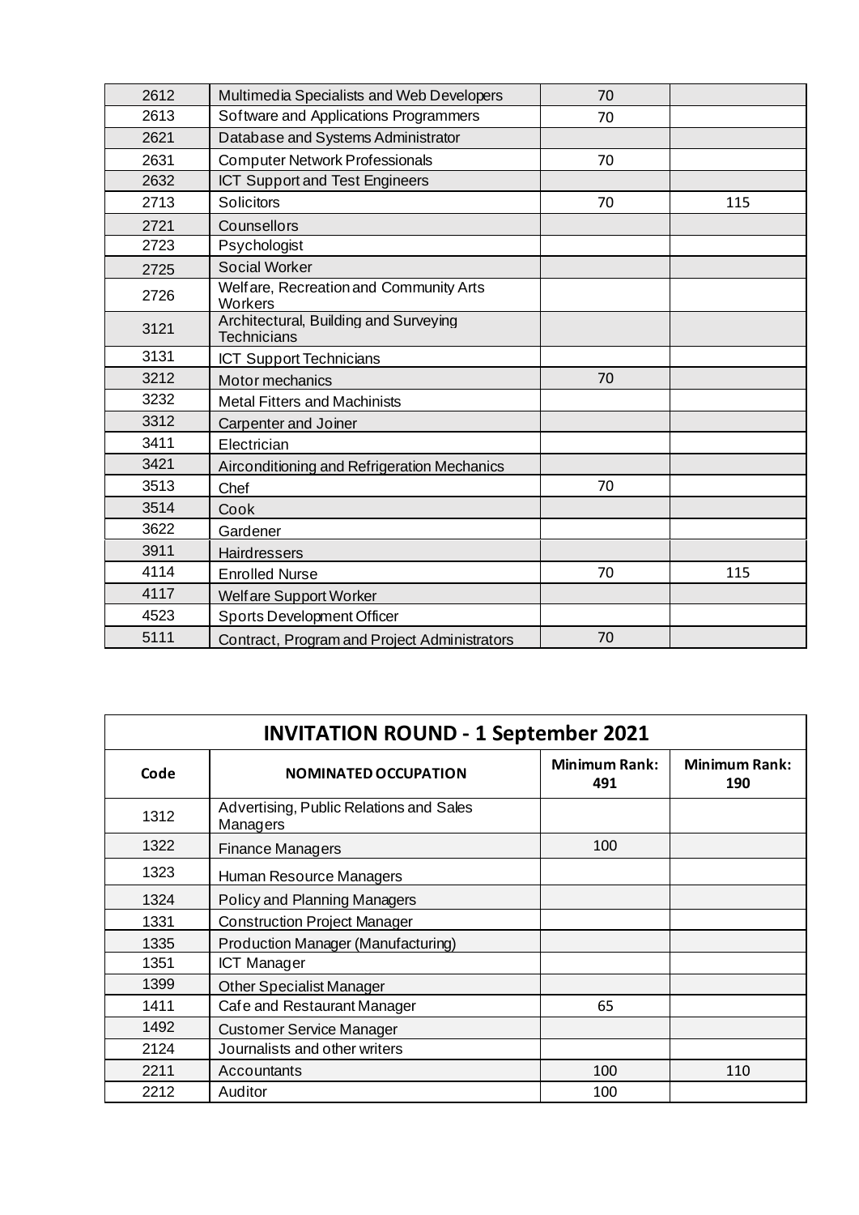| | | | |
|---|---|---|---|
| 2612 | Multimedia Specialists and Web Developers | 70 | |
| 2613 | Software and Applications Programmers | 70 | |
| 2621 | Database and Systems Administrator | | |
| 2631 | Computer Network Professionals | 70 | |
| 2632 | ICT Support and Test Engineers | | |
| 2713 | Solicitors | 70 | 115 |
| 2721 | Counsellors | | |
| 2723 | Psychologist | | |
| 2725 | Social Worker | | |
| 2726 | Welfare, Recreation and Community Arts Workers | | |
| 3121 | Architectural, Building and Surveying Technicians | | |
| 3131 | ICT Support Technicians | | |
| 3212 | Motor mechanics | 70 | |
| 3232 | Metal Fitters and Machinists | | |
| 3312 | Carpenter and Joiner | | |
| 3411 | Electrician | | |
| 3421 | Airconditioning and Refrigeration Mechanics | | |
| 3513 | Chef | 70 | |
| 3514 | Cook | | |
| 3622 | Gardener | | |
| 3911 | Hairdressers | | |
| 4114 | Enrolled Nurse | 70 | 115 |
| 4117 | Welfare Support Worker | | |
| 4523 | Sports Development Officer | | |
| 5111 | Contract, Program and Project Administrators | 70 | |

| INVITATION ROUND - 1 September 2021 | | | |
|---|---|---|---|
| **Code** | **NOMINATED OCCUPATION** | **Minimum Rank: 491** | **Minimum Rank: 190** |
| 1312 | Advertising, Public Relations and Sales Managers | | |
| 1322 | Finance Managers | 100 | |
| 1323 | Human Resource Managers | | |
| 1324 | Policy and Planning Managers | | |
| 1331 | Construction Project Manager | | |
| 1335 | Production Manager (Manufacturing) | | |
| 1351 | ICT Manager | | |
| 1399 | Other Specialist Manager | | |
| 1411 | Cafe and Restaurant Manager | 65 | |
| 1492 | Customer Service Manager | | |
| 2124 | Journalists and other writers | | |
| 2211 | Accountants | 100 | 110 |
| 2212 | Auditor | 100 | |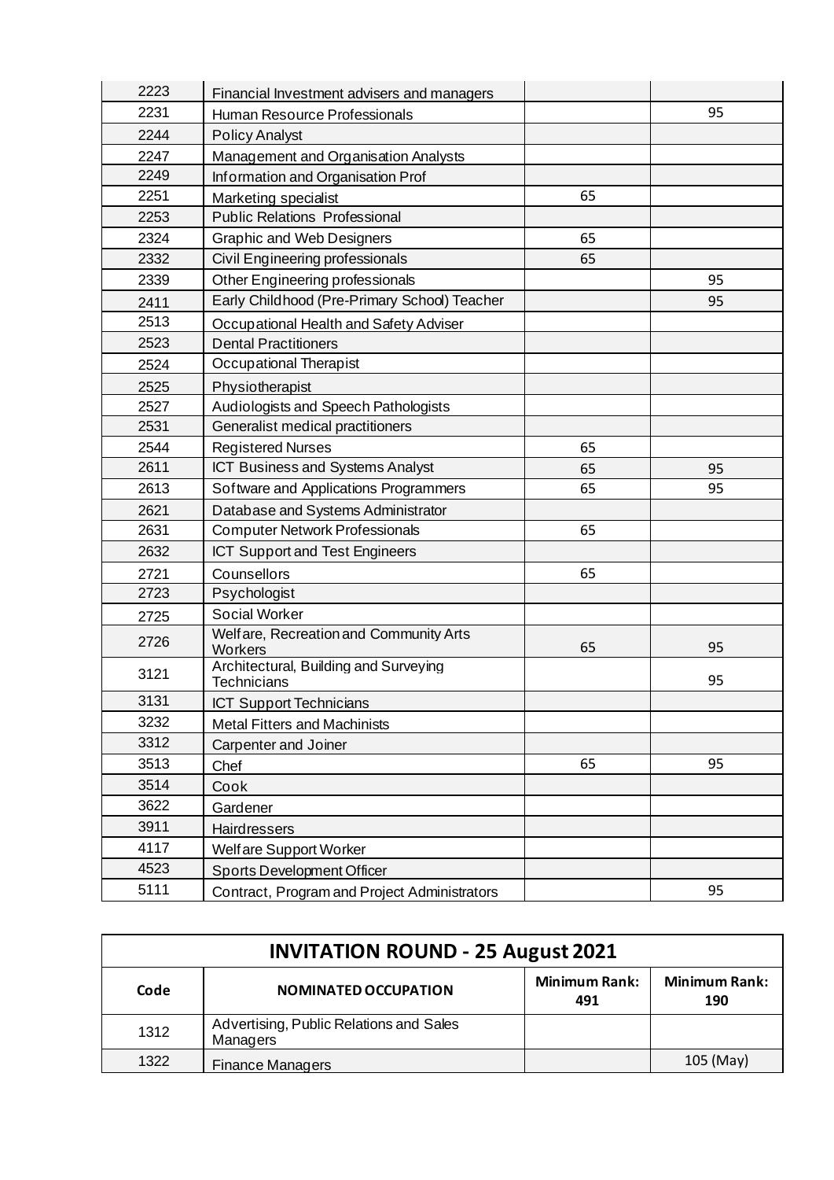| | | | |
|---|---|---|---|
| 2223 | Financial Investment advisers and managers | | |
| 2231 | Human Resource Professionals | | 95 |
| 2244 | Policy Analyst | | |
| 2247 | Management and Organisation Analysts | | |
| 2249 | Information and Organisation Prof | | |
| 2251 | Marketing specialist | 65 | |
| 2253 | Public Relations Professional | | |
| 2324 | Graphic and Web Designers | 65 | |
| 2332 | Civil Engineering professionals | 65 | |
| 2339 | Other Engineering professionals | | 95 |
| 2411 | Early Childhood (Pre-Primary School) Teacher | | 95 |
| 2513 | Occupational Health and Safety Adviser | | |
| 2523 | Dental Practitioners | | |
| 2524 | Occupational Therapist | | |
| 2525 | Physiotherapist | | |
| 2527 | Audiologists and Speech Pathologists | | |
| 2531 | Generalist medical practitioners | | |
| 2544 | Registered Nurses | 65 | |
| 2611 | ICT Business and Systems Analyst | 65 | 95 |
| 2613 | Software and Applications Programmers | 65 | 95 |
| 2621 | Database and Systems Administrator | | |
| 2631 | Computer Network Professionals | 65 | |
| 2632 | ICT Support and Test Engineers | | |
| 2721 | Counsellors | 65 | |
| 2723 | Psychologist | | |
| 2725 | Social Worker | | |
| 2726 | Welfare, Recreation and Community Arts Workers | 65 | 95 |
| 3121 | Architectural, Building and Surveying Technicians | | 95 |
| 3131 | ICT Support Technicians | | |
| 3232 | Metal Fitters and Machinists | | |
| 3312 | Carpenter and Joiner | | |
| 3513 | Chef | 65 | 95 |
| 3514 | Cook | | |
| 3622 | Gardener | | |
| 3911 | Hairdressers | | |
| 4117 | Welfare Support Worker | | |
| 4523 | Sports Development Officer | | |
| 5111 | Contract, Program and Project Administrators | | 95 |

| INVITATION ROUND - 25 August 2021 | | | |
|---|---|---|---|
| **Code** | **NOMINATED OCCUPATION** | **Minimum Rank: 491** | **Minimum Rank: 190** |
| 1312 | Advertising, Public Relations and Sales Managers | | |
| 1322 | Finance Managers | | 105 (May) |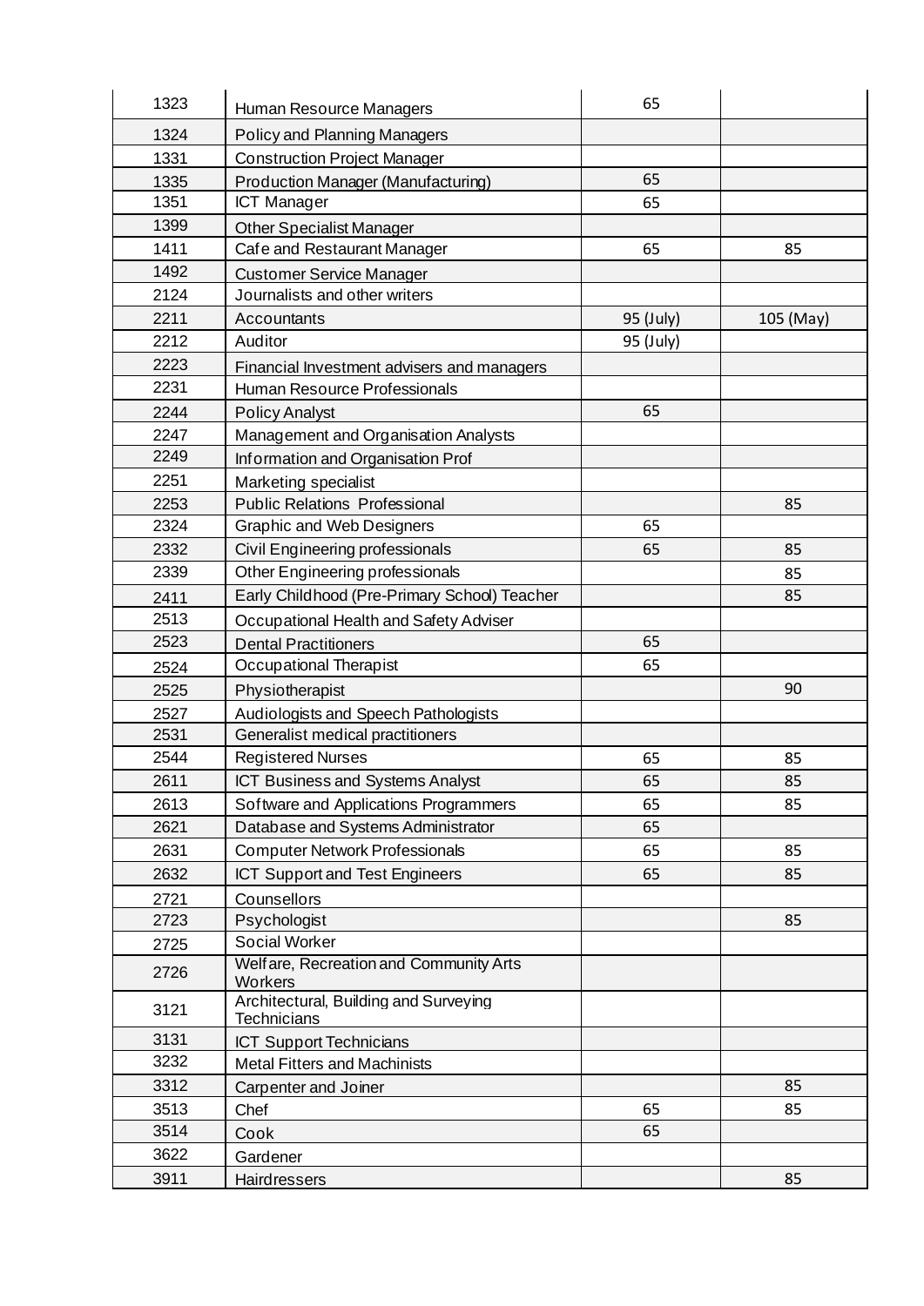| | | | |
|---|---|---|---|
| 1323 | Human Resource Managers | 65 | |
| 1324 | Policy and Planning Managers | | |
| 1331 | Construction Project Manager | | |
| 1335 | Production Manager (Manufacturing) | 65 | |
| 1351 | ICT Manager | 65 | |
| 1399 | Other Specialist Manager | | |
| 1411 | Cafe and Restaurant Manager | 65 | 85 |
| 1492 | Customer Service Manager | | |
| 2124 | Journalists and other writers | | |
| 2211 | Accountants | 95 (July) | 105 (May) |
| 2212 | Auditor | 95 (July) | |
| 2223 | Financial Investment advisers and managers | | |
| 2231 | Human Resource Professionals | | |
| 2244 | Policy Analyst | 65 | |
| 2247 | Management and Organisation Analysts | | |
| 2249 | Information and Organisation Prof | | |
| 2251 | Marketing specialist | | |
| 2253 | Public Relations Professional | | 85 |
| 2324 | Graphic and Web Designers | 65 | |
| 2332 | Civil Engineering professionals | 65 | 85 |
| 2339 | Other Engineering professionals | | 85 |
| 2411 | Early Childhood (Pre-Primary School) Teacher | | 85 |
| 2513 | Occupational Health and Safety Adviser | | |
| 2523 | Dental Practitioners | 65 | |
| 2524 | Occupational Therapist | 65 | |
| 2525 | Physiotherapist | | 90 |
| 2527 | Audiologists and Speech Pathologists | | |
| 2531 | Generalist medical practitioners | | |
| 2544 | Registered Nurses | 65 | 85 |
| 2611 | ICT Business and Systems Analyst | 65 | 85 |
| 2613 | Software and Applications Programmers | 65 | 85 |
| 2621 | Database and Systems Administrator | 65 | |
| 2631 | Computer Network Professionals | 65 | 85 |
| 2632 | ICT Support and Test Engineers | 65 | 85 |
| 2721 | Counsellors | | |
| 2723 | Psychologist | | 85 |
| 2725 | Social Worker | | |
| 2726 | Welfare, Recreation and Community Arts Workers | | |
| 3121 | Architectural, Building and Surveying Technicians | | |
| 3131 | ICT Support Technicians | | |
| 3232 | Metal Fitters and Machinists | | |
| 3312 | Carpenter and Joiner | | 85 |
| 3513 | Chef | 65 | 85 |
| 3514 | Cook | 65 | |
| 3622 | Gardener | | |
| 3911 | Hairdressers | | 85 |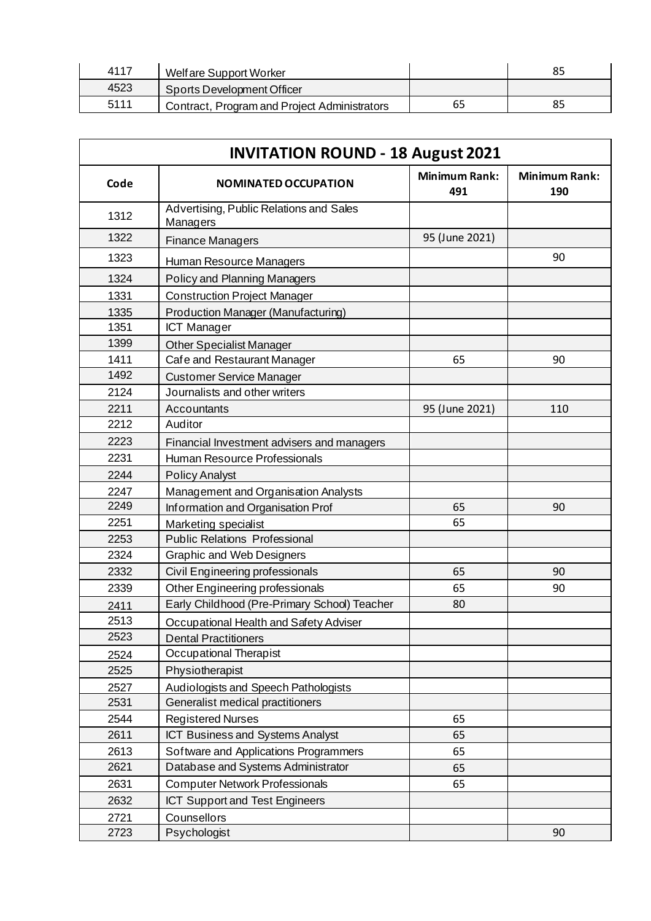| | | | |
|---|---|---|---|
| 4117 | Welfare Support Worker | | 85 |
| 4523 | Sports Development Officer | | |
| 5111 | Contract, Program and Project Administrators | 65 | 85 |

| **INVITATION ROUND - 18 August 2021** | | | |
|---|---|---|---|
| **Code** | **NOMINATED OCCUPATION** | **Minimum Rank: 491** | **Minimum Rank: 190** |
| 1312 | Advertising, Public Relations and Sales Managers | | |
| 1322 | Finance Managers | 95 (June 2021) | |
| 1323 | Human Resource Managers | | 90 |
| 1324 | Policy and Planning Managers | | |
| 1331 | Construction Project Manager | | |
| 1335 | Production Manager (Manufacturing) | | |
| 1351 | ICT Manager | | |
| 1399 | Other Specialist Manager | | |
| 1411 | Cafe and Restaurant Manager | 65 | 90 |
| 1492 | Customer Service Manager | | |
| 2124 | Journalists and other writers | | |
| 2211 | Accountants | 95 (June 2021) | 110 |
| 2212 | Auditor | | |
| 2223 | Financial Investment advisers and managers | | |
| 2231 | Human Resource Professionals | | |
| 2244 | Policy Analyst | | |
| 2247 | Management and Organisation Analysts | | |
| 2249 | Information and Organisation Prof | 65 | 90 |
| 2251 | Marketing specialist | 65 | |
| 2253 | Public Relations Professional | | |
| 2324 | Graphic and Web Designers | | |
| 2332 | Civil Engineering professionals | 65 | 90 |
| 2339 | Other Engineering professionals | 65 | 90 |
| 2411 | Early Childhood (Pre-Primary School) Teacher | 80 | |
| 2513 | Occupational Health and Safety Adviser | | |
| 2523 | Dental Practitioners | | |
| 2524 | Occupational Therapist | | |
| 2525 | Physiotherapist | | |
| 2527 | Audiologists and Speech Pathologists | | |
| 2531 | Generalist medical practitioners | | |
| 2544 | Registered Nurses | 65 | |
| 2611 | ICT Business and Systems Analyst | 65 | |
| 2613 | Software and Applications Programmers | 65 | |
| 2621 | Database and Systems Administrator | 65 | |
| 2631 | Computer Network Professionals | 65 | |
| 2632 | ICT Support and Test Engineers | | |
| 2721 | Counsellors | | |
| 2723 | Psychologist | | 90 |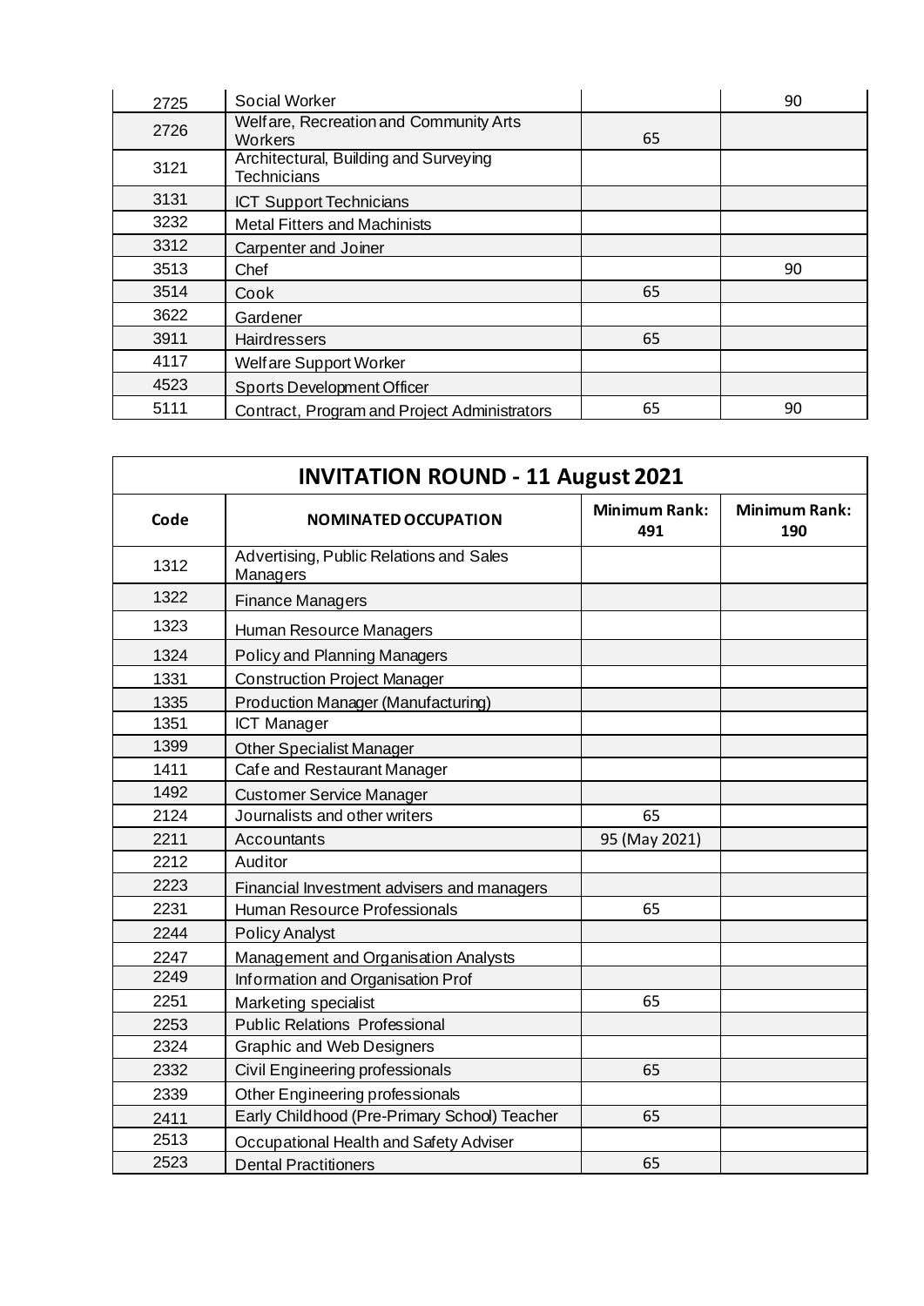| 2725 | Social Worker | | 90 |
|---|---|---|---|
| 2726 | Welfare, Recreation and Community Arts Workers | 65 | |
| 3121 | Architectural, Building and Surveying Technicians | | |
| 3131 | ICT Support Technicians | | |
| 3232 | Metal Fitters and Machinists | | |
| 3312 | Carpenter and Joiner | | |
| 3513 | Chef | | 90 |
| 3514 | Cook | 65 | |
| 3622 | Gardener | | |
| 3911 | Hairdressers | 65 | |
| 4117 | Welfare Support Worker | | |
| 4523 | Sports Development Officer | | |
| 5111 | Contract, Program and Project Administrators | 65 | 90 |

| **INVITATION ROUND - 11 August 2021** | | | |
|---|---|---|---|
| **Code** | **NOMINATED OCCUPATION** | **Minimum Rank: 491** | **Minimum Rank: 190** |
| 1312 | Advertising, Public Relations and Sales Managers | | |
| 1322 | Finance Managers | | |
| 1323 | Human Resource Managers | | |
| 1324 | Policy and Planning Managers | | |
| 1331 | Construction Project Manager | | |
| 1335 | Production Manager (Manufacturing) | | |
| 1351 | ICT Manager | | |
| 1399 | Other Specialist Manager | | |
| 1411 | Cafe and Restaurant Manager | | |
| 1492 | Customer Service Manager | | |
| 2124 | Journalists and other writers | 65 | |
| 2211 | Accountants | 95 (May 2021) | |
| 2212 | Auditor | | |
| 2223 | Financial Investment advisers and managers | | |
| 2231 | Human Resource Professionals | 65 | |
| 2244 | Policy Analyst | | |
| 2247 | Management and Organisation Analysts | | |
| 2249 | Information and Organisation Prof | | |
| 2251 | Marketing specialist | 65 | |
| 2253 | Public Relations Professional | | |
| 2324 | Graphic and Web Designers | | |
| 2332 | Civil Engineering professionals | 65 | |
| 2339 | Other Engineering professionals | | |
| 2411 | Early Childhood (Pre-Primary School) Teacher | 65 | |
| 2513 | Occupational Health and Safety Adviser | | |
| 2523 | Dental Practitioners | 65 | |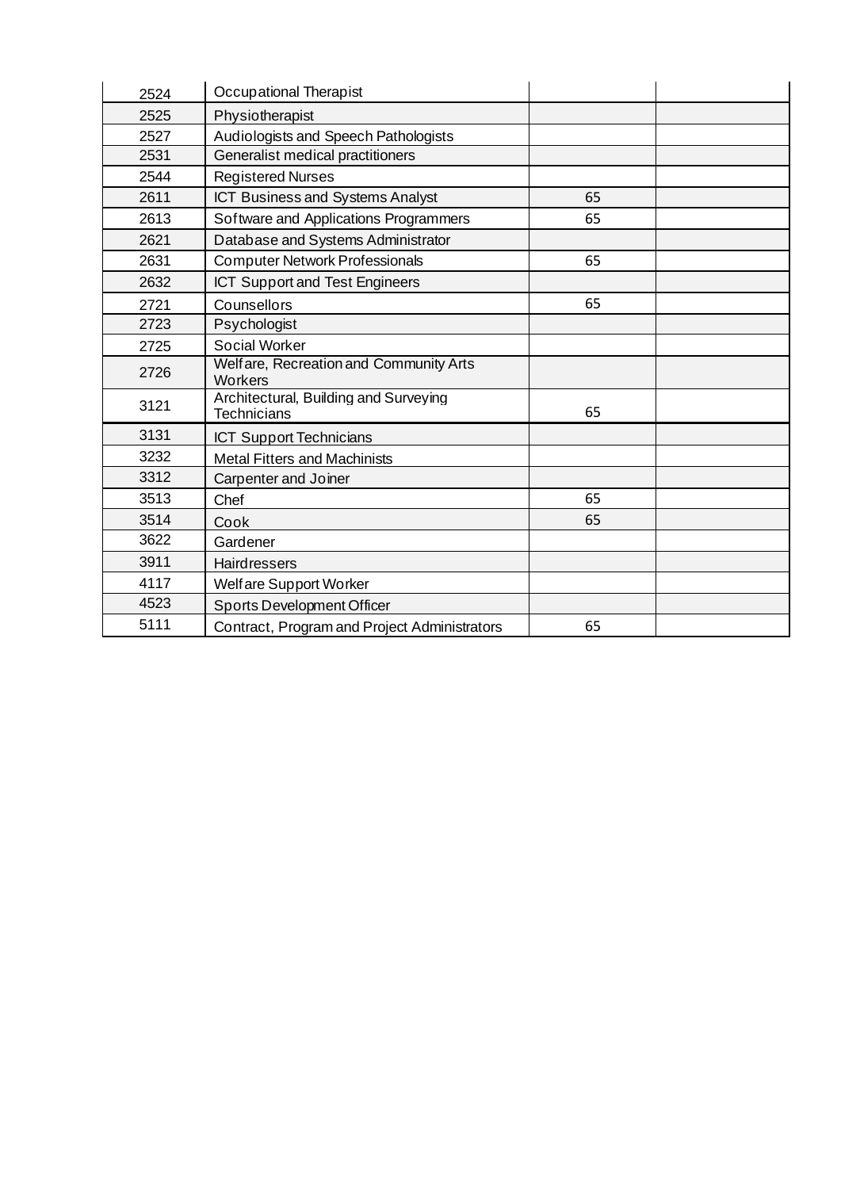| | | | |
|---|---|---|---|
| 2524 | Occupational Therapist | | |
| 2525 | Physiotherapist | | |
| 2527 | Audiologists and Speech Pathologists | | |
| 2531 | Generalist medical practitioners | | |
| 2544 | Registered Nurses | | |
| 2611 | ICT Business and Systems Analyst | 65 | |
| 2613 | Software and Applications Programmers | 65 | |
| 2621 | Database and Systems Administrator | | |
| 2631 | Computer Network Professionals | 65 | |
| 2632 | ICT Support and Test Engineers | | |
| 2721 | Counsellors | 65 | |
| 2723 | Psychologist | | |
| 2725 | Social Worker | | |
| 2726 | Welfare, Recreation and Community Arts Workers | | |
| 3121 | Architectural, Building and Surveying Technicians | 65 | |
| 3131 | ICT Support Technicians | | |
| 3232 | Metal Fitters and Machinists | | |
| 3312 | Carpenter and Joiner | | |
| 3513 | Chef | 65 | |
| 3514 | Cook | 65 | |
| 3622 | Gardener | | |
| 3911 | Hairdressers | | |
| 4117 | Welfare Support Worker | | |
| 4523 | Sports Development Officer | | |
| 5111 | Contract, Program and Project Administrators | 65 | |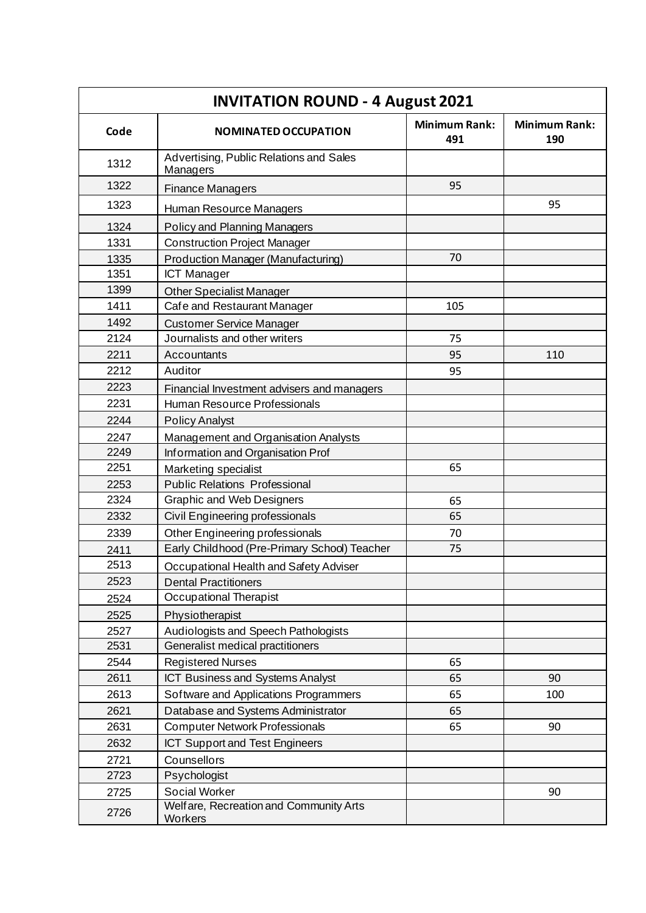| INVITATION ROUND - 4 August 2021 | | | |
|---|---|---|---|
| **Code** | **NOMINATED OCCUPATION** | **Minimum Rank: 491** | **Minimum Rank: 190** |
| 1312 | Advertising, Public Relations and Sales Managers | | |
| 1322 | Finance Managers | 95 | |
| 1323 | Human Resource Managers | | 95 |
| 1324 | Policy and Planning Managers | | |
| 1331 | Construction Project Manager | | |
| 1335 | Production Manager (Manufacturing) | 70 | |
| 1351 | ICT Manager | | |
| 1399 | Other Specialist Manager | | |
| 1411 | Cafe and Restaurant Manager | 105 | |
| 1492 | Customer Service Manager | | |
| 2124 | Journalists and other writers | 75 | |
| 2211 | Accountants | 95 | 110 |
| 2212 | Auditor | 95 | |
| 2223 | Financial Investment advisers and managers | | |
| 2231 | Human Resource Professionals | | |
| 2244 | Policy Analyst | | |
| 2247 | Management and Organisation Analysts | | |
| 2249 | Information and Organisation Prof | | |
| 2251 | Marketing specialist | 65 | |
| 2253 | Public Relations Professional | | |
| 2324 | Graphic and Web Designers | 65 | |
| 2332 | Civil Engineering professionals | 65 | |
| 2339 | Other Engineering professionals | 70 | |
| 2411 | Early Childhood (Pre-Primary School) Teacher | 75 | |
| 2513 | Occupational Health and Safety Adviser | | |
| 2523 | Dental Practitioners | | |
| 2524 | Occupational Therapist | | |
| 2525 | Physiotherapist | | |
| 2527 | Audiologists and Speech Pathologists | | |
| 2531 | Generalist medical practitioners | | |
| 2544 | Registered Nurses | 65 | |
| 2611 | ICT Business and Systems Analyst | 65 | 90 |
| 2613 | Software and Applications Programmers | 65 | 100 |
| 2621 | Database and Systems Administrator | 65 | |
| 2631 | Computer Network Professionals | 65 | 90 |
| 2632 | ICT Support and Test Engineers | | |
| 2721 | Counsellors | | |
| 2723 | Psychologist | | |
| 2725 | Social Worker | | 90 |
| 2726 | Welfare, Recreation and Community Arts Workers | | |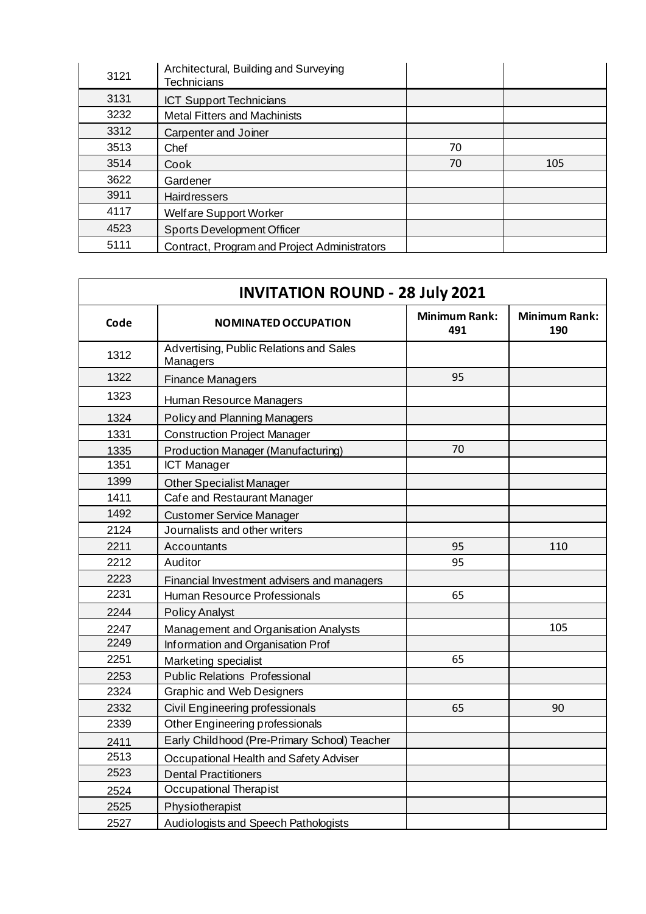| | | | |
|---|---|---|---|
| 3121 | Architectural, Building and Surveying Technicians | | |
| 3131 | ICT Support Technicians | | |
| 3232 | Metal Fitters and Machinists | | |
| 3312 | Carpenter and Joiner | | |
| 3513 | Chef | 70 | |
| 3514 | Cook | 70 | 105 |
| 3622 | Gardener | | |
| 3911 | Hairdressers | | |
| 4117 | Welfare Support Worker | | |
| 4523 | Sports Development Officer | | |
| 5111 | Contract, Program and Project Administrators | | |

## INVITATION ROUND - 28 July 2021

| Code | NOMINATED OCCUPATION | Minimum Rank: 491 | Minimum Rank: 190 |
|---|---|---|---|
| 1312 | Advertising, Public Relations and Sales Managers | | |
| 1322 | Finance Managers | 95 | |
| 1323 | Human Resource Managers | | |
| 1324 | Policy and Planning Managers | | |
| 1331 | Construction Project Manager | | |
| 1335 | Production Manager (Manufacturing) | 70 | |
| 1351 | ICT Manager | | |
| 1399 | Other Specialist Manager | | |
| 1411 | Cafe and Restaurant Manager | | |
| 1492 | Customer Service Manager | | |
| 2124 | Journalists and other writers | | |
| 2211 | Accountants | 95 | 110 |
| 2212 | Auditor | 95 | |
| 2223 | Financial Investment advisers and managers | | |
| 2231 | Human Resource Professionals | 65 | |
| 2244 | Policy Analyst | | |
| 2247 | Management and Organisation Analysts | | 105 |
| 2249 | Information and Organisation Prof | | |
| 2251 | Marketing specialist | 65 | |
| 2253 | Public Relations Professional | | |
| 2324 | Graphic and Web Designers | | |
| 2332 | Civil Engineering professionals | 65 | 90 |
| 2339 | Other Engineering professionals | | |
| 2411 | Early Childhood (Pre-Primary School) Teacher | | |
| 2513 | Occupational Health and Safety Adviser | | |
| 2523 | Dental Practitioners | | |
| 2524 | Occupational Therapist | | |
| 2525 | Physiotherapist | | |
| 2527 | Audiologists and Speech Pathologists | | |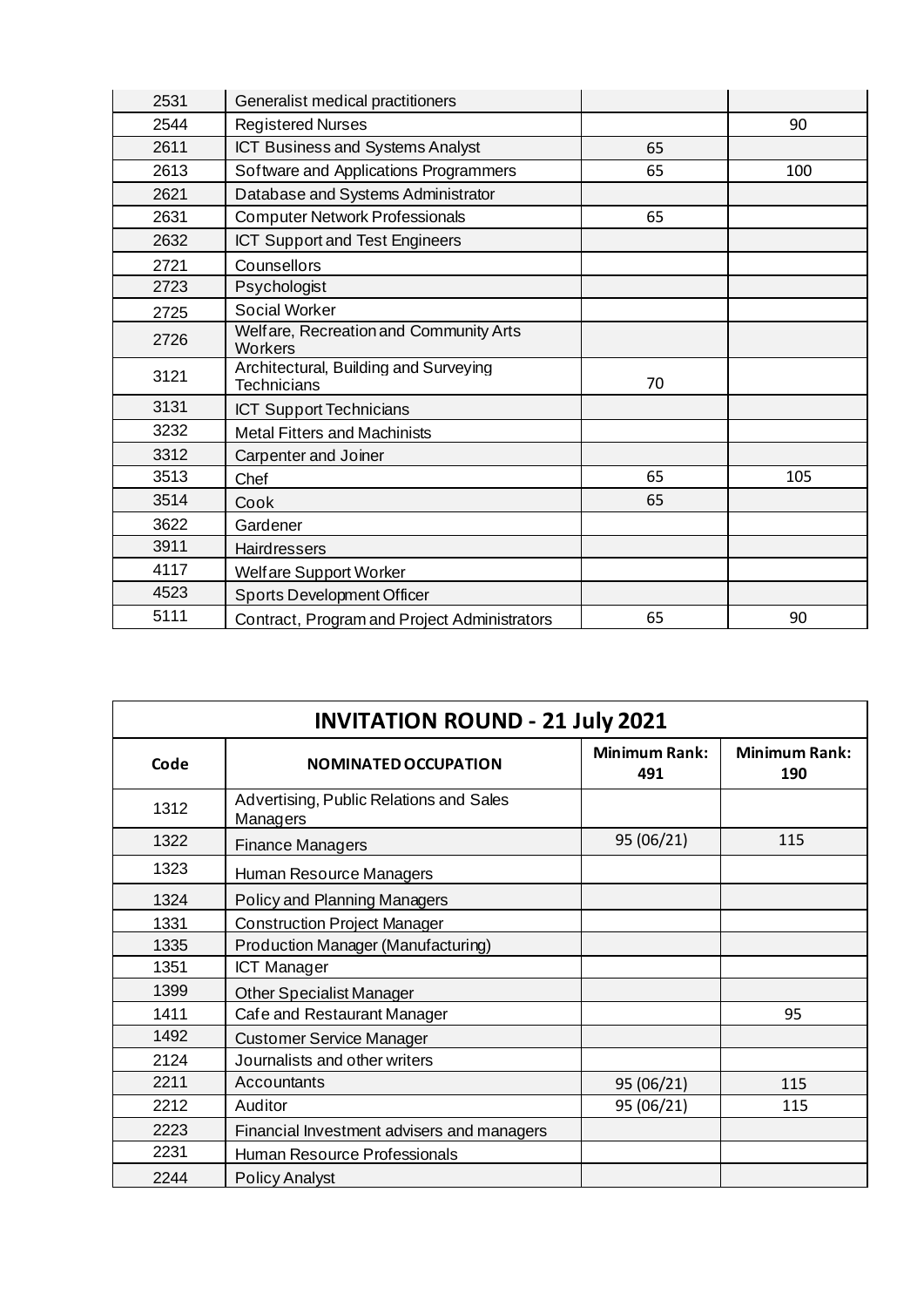| | | | |
|---|---|---|---|
| 2531 | Generalist medical practitioners | | |
| 2544 | Registered Nurses | | 90 |
| 2611 | ICT Business and Systems Analyst | 65 | |
| 2613 | Software and Applications Programmers | 65 | 100 |
| 2621 | Database and Systems Administrator | | |
| 2631 | Computer Network Professionals | 65 | |
| 2632 | ICT Support and Test Engineers | | |
| 2721 | Counsellors | | |
| 2723 | Psychologist | | |
| 2725 | Social Worker | | |
| 2726 | Welfare, Recreation and Community Arts Workers | | |
| 3121 | Architectural, Building and Surveying Technicians | 70 | |
| 3131 | ICT Support Technicians | | |
| 3232 | Metal Fitters and Machinists | | |
| 3312 | Carpenter and Joiner | | |
| 3513 | Chef | 65 | 105 |
| 3514 | Cook | 65 | |
| 3622 | Gardener | | |
| 3911 | Hairdressers | | |
| 4117 | Welfare Support Worker | | |
| 4523 | Sports Development Officer | | |
| 5111 | Contract, Program and Project Administrators | 65 | 90 |

| INVITATION ROUND - 21 July 2021 | | | |
|---|---|---|---|
| **Code** | **NOMINATED OCCUPATION** | **Minimum Rank: 491** | **Minimum Rank: 190** |
| 1312 | Advertising, Public Relations and Sales Managers | | |
| 1322 | Finance Managers | 95 (06/21) | 115 |
| 1323 | Human Resource Managers | | |
| 1324 | Policy and Planning Managers | | |
| 1331 | Construction Project Manager | | |
| 1335 | Production Manager (Manufacturing) | | |
| 1351 | ICT Manager | | |
| 1399 | Other Specialist Manager | | |
| 1411 | Cafe and Restaurant Manager | | 95 |
| 1492 | Customer Service Manager | | |
| 2124 | Journalists and other writers | | |
| 2211 | Accountants | 95 (06/21) | 115 |
| 2212 | Auditor | 95 (06/21) | 115 |
| 2223 | Financial Investment advisers and managers | | |
| 2231 | Human Resource Professionals | | |
| 2244 | Policy Analyst | | |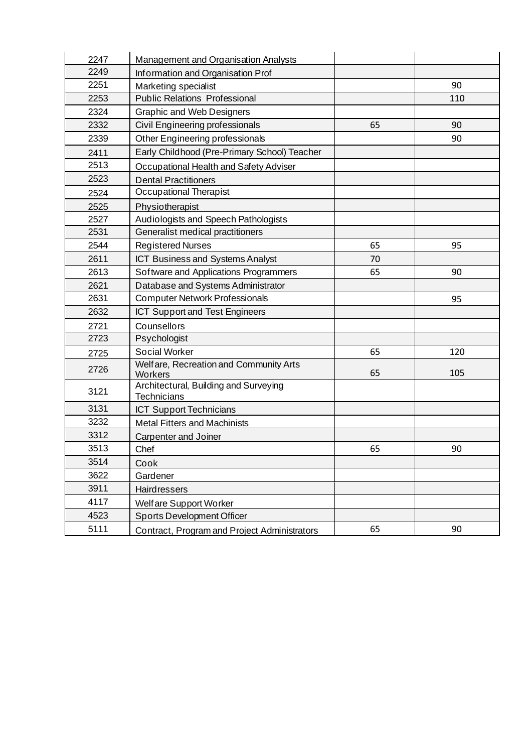| | | | |
|---|---|---|---|
| 2247 | Management and Organisation Analysts | | |
| 2249 | Information and Organisation Prof | | |
| 2251 | Marketing specialist | | 90 |
| 2253 | Public Relations Professional | | 110 |
| 2324 | Graphic and Web Designers | | |
| 2332 | Civil Engineering professionals | 65 | 90 |
| 2339 | Other Engineering professionals | | 90 |
| 2411 | Early Childhood (Pre-Primary School) Teacher | | |
| 2513 | Occupational Health and Safety Adviser | | |
| 2523 | Dental Practitioners | | |
| 2524 | Occupational Therapist | | |
| 2525 | Physiotherapist | | |
| 2527 | Audiologists and Speech Pathologists | | |
| 2531 | Generalist medical practitioners | | |
| 2544 | Registered Nurses | 65 | 95 |
| 2611 | ICT Business and Systems Analyst | 70 | |
| 2613 | Software and Applications Programmers | 65 | 90 |
| 2621 | Database and Systems Administrator | | |
| 2631 | Computer Network Professionals | | 95 |
| 2632 | ICT Support and Test Engineers | | |
| 2721 | Counsellors | | |
| 2723 | Psychologist | | |
| 2725 | Social Worker | 65 | 120 |
| 2726 | Welfare, Recreation and Community Arts Workers | 65 | 105 |
| 3121 | Architectural, Building and Surveying Technicians | | |
| 3131 | ICT Support Technicians | | |
| 3232 | Metal Fitters and Machinists | | |
| 3312 | Carpenter and Joiner | | |
| 3513 | Chef | 65 | 90 |
| 3514 | Cook | | |
| 3622 | Gardener | | |
| 3911 | Hairdressers | | |
| 4117 | Welfare Support Worker | | |
| 4523 | Sports Development Officer | | |
| 5111 | Contract, Program and Project Administrators | 65 | 90 |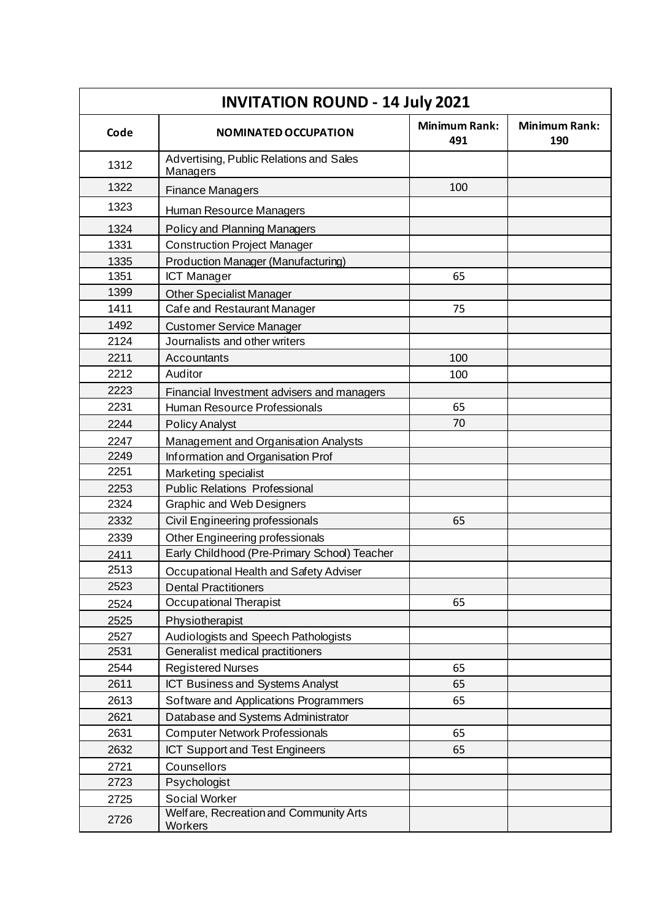| INVITATION ROUND - 14 July 2021 | | | |
|---|---|---|---|
| **Code** | **NOMINATED OCCUPATION** | **Minimum Rank: 491** | **Minimum Rank: 190** |
| 1312 | Advertising, Public Relations and Sales Managers | | |
| 1322 | Finance Managers | 100 | |
| 1323 | Human Resource Managers | | |
| 1324 | Policy and Planning Managers | | |
| 1331 | Construction Project Manager | | |
| 1335 | Production Manager (Manufacturing) | | |
| 1351 | ICT Manager | 65 | |
| 1399 | Other Specialist Manager | | |
| 1411 | Cafe and Restaurant Manager | 75 | |
| 1492 | Customer Service Manager | | |
| 2124 | Journalists and other writers | | |
| 2211 | Accountants | 100 | |
| 2212 | Auditor | 100 | |
| 2223 | Financial Investment advisers and managers | | |
| 2231 | Human Resource Professionals | 65 | |
| 2244 | Policy Analyst | 70 | |
| 2247 | Management and Organisation Analysts | | |
| 2249 | Information and Organisation Prof | | |
| 2251 | Marketing specialist | | |
| 2253 | Public Relations Professional | | |
| 2324 | Graphic and Web Designers | | |
| 2332 | Civil Engineering professionals | 65 | |
| 2339 | Other Engineering professionals | | |
| 2411 | Early Childhood (Pre-Primary School) Teacher | | |
| 2513 | Occupational Health and Safety Adviser | | |
| 2523 | Dental Practitioners | | |
| 2524 | Occupational Therapist | 65 | |
| 2525 | Physiotherapist | | |
| 2527 | Audiologists and Speech Pathologists | | |
| 2531 | Generalist medical practitioners | | |
| 2544 | Registered Nurses | 65 | |
| 2611 | ICT Business and Systems Analyst | 65 | |
| 2613 | Software and Applications Programmers | 65 | |
| 2621 | Database and Systems Administrator | | |
| 2631 | Computer Network Professionals | 65 | |
| 2632 | ICT Support and Test Engineers | 65 | |
| 2721 | Counsellors | | |
| 2723 | Psychologist | | |
| 2725 | Social Worker | | |
| 2726 | Welfare, Recreation and Community Arts Workers | | |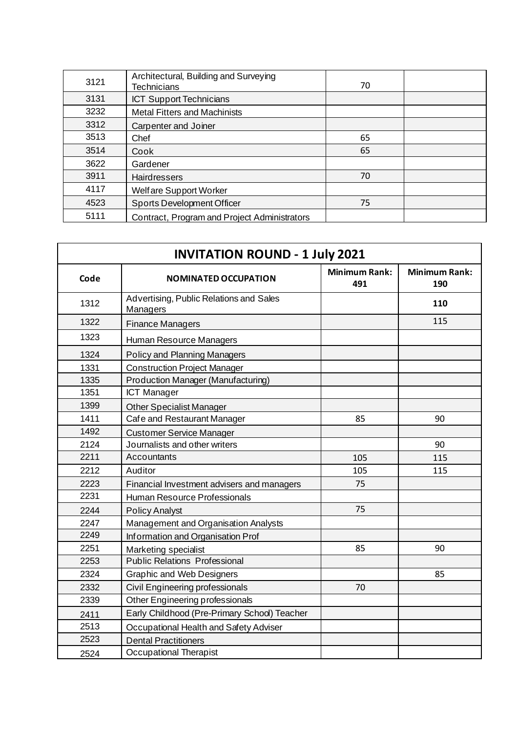| | | | |
|---|---|---|---|
| 3121 | Architectural, Building and Surveying Technicians | 70 | |
| 3131 | ICT Support Technicians | | |
| 3232 | Metal Fitters and Machinists | | |
| 3312 | Carpenter and Joiner | | |
| 3513 | Chef | 65 | |
| 3514 | Cook | 65 | |
| 3622 | Gardener | | |
| 3911 | Hairdressers | 70 | |
| 4117 | Welfare Support Worker | | |
| 4523 | Sports Development Officer | 75 | |
| 5111 | Contract, Program and Project Administrators | | |

| **INVITATION ROUND - 1 July 2021** | | | |
|---|---|---|---|
| **Code** | **NOMINATED OCCUPATION** | **Minimum Rank: 491** | **Minimum Rank: 190** |
| 1312 | Advertising, Public Relations and Sales Managers | | **110** |
| 1322 | Finance Managers | | 115 |
| 1323 | Human Resource Managers | | |
| 1324 | Policy and Planning Managers | | |
| 1331 | Construction Project Manager | | |
| 1335 | Production Manager (Manufacturing) | | |
| 1351 | ICT Manager | | |
| 1399 | Other Specialist Manager | | |
| 1411 | Cafe and Restaurant Manager | 85 | 90 |
| 1492 | Customer Service Manager | | |
| 2124 | Journalists and other writers | | 90 |
| 2211 | Accountants | 105 | 115 |
| 2212 | Auditor | 105 | 115 |
| 2223 | Financial Investment advisers and managers | 75 | |
| 2231 | Human Resource Professionals | | |
| 2244 | Policy Analyst | 75 | |
| 2247 | Management and Organisation Analysts | | |
| 2249 | Information and Organisation Prof | | |
| 2251 | Marketing specialist | 85 | 90 |
| 2253 | Public Relations Professional | | |
| 2324 | Graphic and Web Designers | | 85 |
| 2332 | Civil Engineering professionals | 70 | |
| 2339 | Other Engineering professionals | | |
| 2411 | Early Childhood (Pre-Primary School) Teacher | | |
| 2513 | Occupational Health and Safety Adviser | | |
| 2523 | Dental Practitioners | | |
| 2524 | Occupational Therapist | | |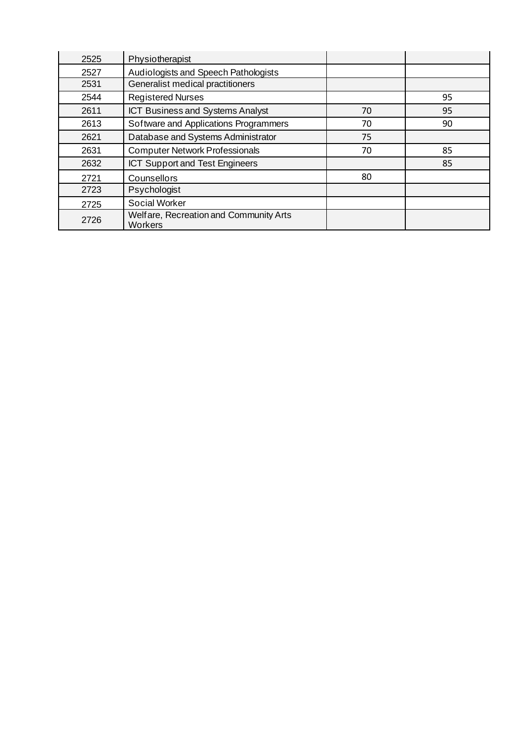| | | | |
|---|---|---|---|
| 2525 | Physiotherapist | | |
| 2527 | Audiologists and Speech Pathologists | | |
| 2531 | Generalist medical practitioners | | |
| 2544 | Registered Nurses | | 95 |
| 2611 | ICT Business and Systems Analyst | 70 | 95 |
| 2613 | Software and Applications Programmers | 70 | 90 |
| 2621 | Database and Systems Administrator | 75 | |
| 2631 | Computer Network Professionals | 70 | 85 |
| 2632 | ICT Support and Test Engineers | | 85 |
| 2721 | Counsellors | 80 | |
| 2723 | Psychologist | | |
| 2725 | Social Worker | | |
| 2726 | Welfare, Recreation and Community Arts Workers | | |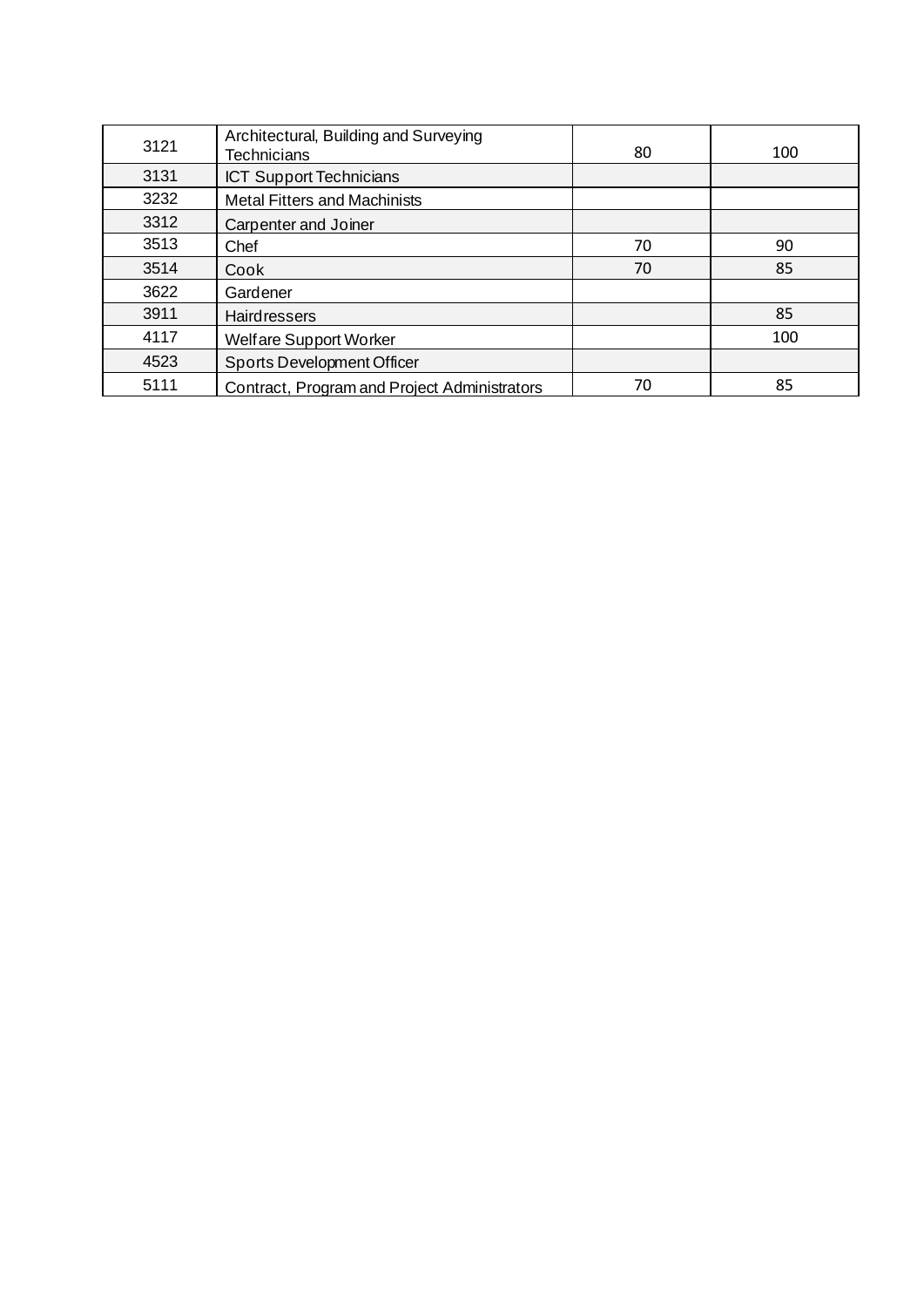| | | | |
|---|---|---|---|
| 3121 | Architectural, Building and Surveying Technicians | 80 | 100 |
| 3131 | ICT Support Technicians | | |
| 3232 | Metal Fitters and Machinists | | |
| 3312 | Carpenter and Joiner | | |
| 3513 | Chef | 70 | 90 |
| 3514 | Cook | 70 | 85 |
| 3622 | Gardener | | |
| 3911 | Hairdressers | | 85 |
| 4117 | Welfare Support Worker | | 100 |
| 4523 | Sports Development Officer | | |
| 5111 | Contract, Program and Project Administrators | 70 | 85 |